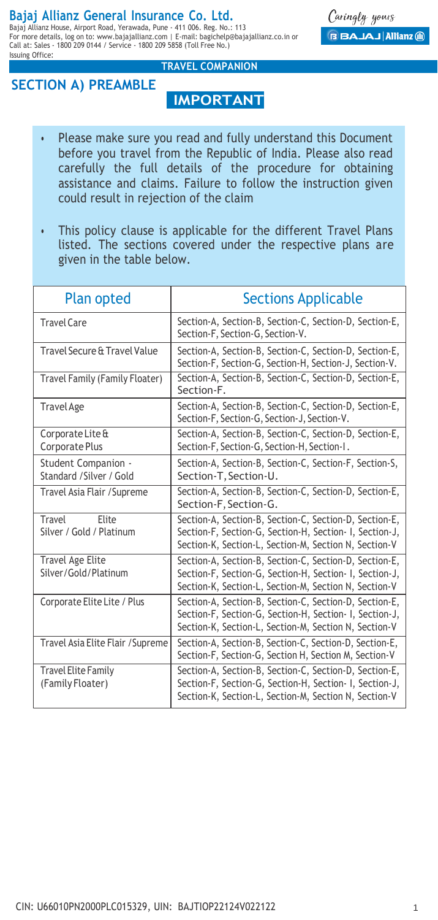# Bajaj Allianz General Insurance Co. Ltd.

Bajaj Allianz House, Airport Road, Yerawada, Pune - 411 006. Reg. No.: 113
For more details, log on to: www.bajajallianz.com | E-mail: bagichelp@bajajallianz.co.in or
Call at: Sales - 1800 209 0144 / Service - 1800 209 5858 (Toll Free No.)
Issuing Office:

Caringly yours

**TRAVEL COMPANION**

## SECTION A) PREAMBLE

### IMPORTANT

- Please make sure you read and fully understand this Document before you travel from the Republic of India. Please also read carefully the full details of the procedure for obtaining assistance and claims. Failure to follow the instruction given could result in rejection of the claim
- This policy clause is applicable for the different Travel Plans listed. The sections covered under the respective plans are given in the table below.

| Plan opted | Sections Applicable |
|---|---|
| Travel Care | Section-A, Section-B, Section-C, Section-D, Section-E, Section-F, Section-G, Section-V. |
| Travel Secure & Travel Value | Section-A, Section-B, Section-C, Section-D, Section-E, Section-F, Section-G, Section-H, Section-J, Section-V. |
| Travel Family (Family Floater) | Section-A, Section-B, Section-C, Section-D, Section-E, Section-F. |
| Travel Age | Section-A, Section-B, Section-C, Section-D, Section-E, Section-F, Section-G, Section-J, Section-V. |
| Corporate Lite & Corporate Plus | Section-A, Section-B, Section-C, Section-D, Section-E, Section-F, Section-G, Section-H, Section-I. |
| Student Companion - Standard /Silver / Gold | Section-A, Section-B, Section-C, Section-F, Section-S, Section-T, Section-U. |
| Travel Asia Flair /Supreme | Section-A, Section-B, Section-C, Section-D, Section-E, Section-F, Section-G. |
| Travel Elite Silver / Gold / Platinum | Section-A, Section-B, Section-C, Section-D, Section-E, Section-F, Section-G, Section-H, Section- I, Section-J, Section-K, Section-L, Section-M, Section N, Section-V |
| Travel Age Elite Silver/Gold/Platinum | Section-A, Section-B, Section-C, Section-D, Section-E, Section-F, Section-G, Section-H, Section- I, Section-J, Section-K, Section-L, Section-M, Section N, Section-V |
| Corporate Elite Lite / Plus | Section-A, Section-B, Section-C, Section-D, Section-E, Section-F, Section-G, Section-H, Section- I, Section-J, Section-K, Section-L, Section-M, Section N, Section-V |
| Travel Asia Elite Flair /Supreme | Section-A, Section-B, Section-C, Section-D, Section-E, Section-F, Section-G, Section H, Section M, Section-V |
| Travel Elite Family (Family Floater) | Section-A, Section-B, Section-C, Section-D, Section-E, Section-F, Section-G, Section-H, Section- I, Section-J, Section-K, Section-L, Section-M, Section N, Section-V |

CIN: U66010PN2000PLC015329, UIN: BAJTIOP22124V022122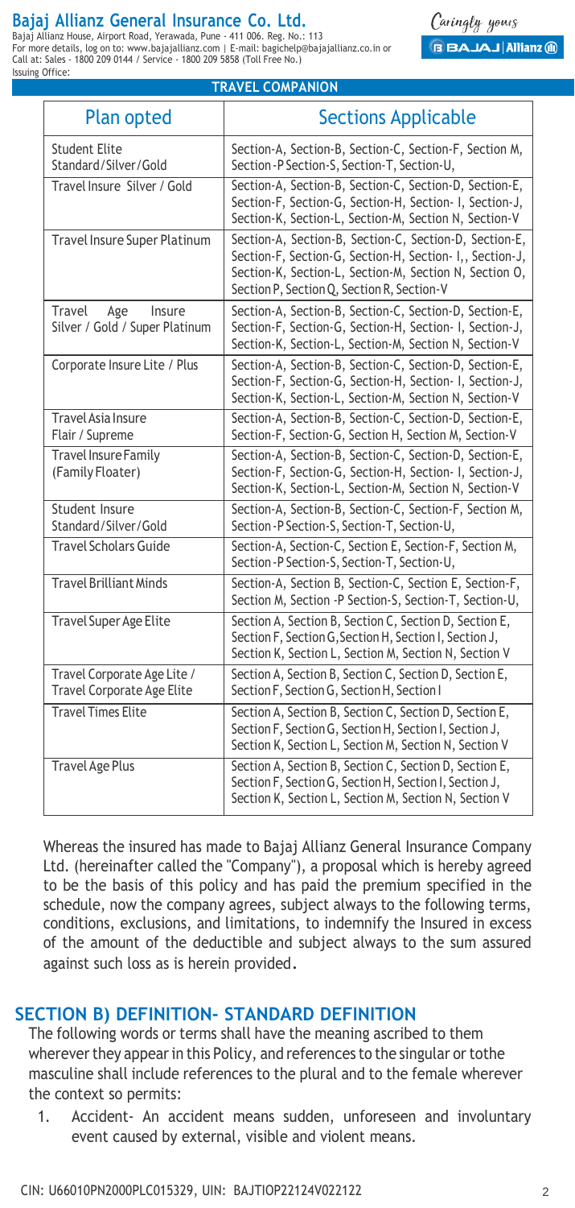## TRAVEL COMPANION

| Plan opted | Sections Applicable |
|---|---|
| Student Elite Standard/Silver/Gold | Section-A, Section-B, Section-C, Section-F, Section M, Section -P Section-S, Section-T, Section-U, |
| Travel Insure Silver / Gold | Section-A, Section-B, Section-C, Section-D, Section-E, Section-F, Section-G, Section-H, Section- I, Section-J, Section-K, Section-L, Section-M, Section N, Section-V |
| Travel Insure Super Platinum | Section-A, Section-B, Section-C, Section-D, Section-E, Section-F, Section-G, Section-H, Section- I,, Section-J, Section-K, Section-L, Section-M, Section N, Section O, Section P, Section Q, Section R, Section-V |
| Travel Age Insure Silver / Gold / Super Platinum | Section-A, Section-B, Section-C, Section-D, Section-E, Section-F, Section-G, Section-H, Section- I, Section-J, Section-K, Section-L, Section-M, Section N, Section-V |
| Corporate Insure Lite / Plus | Section-A, Section-B, Section-C, Section-D, Section-E, Section-F, Section-G, Section-H, Section- I, Section-J, Section-K, Section-L, Section-M, Section N, Section-V |
| Travel Asia Insure Flair / Supreme | Section-A, Section-B, Section-C, Section-D, Section-E, Section-F, Section-G, Section H, Section M, Section-V |
| Travel Insure Family (Family Floater) | Section-A, Section-B, Section-C, Section-D, Section-E, Section-F, Section-G, Section-H, Section- I, Section-J, Section-K, Section-L, Section-M, Section N, Section-V |
| Student Insure Standard/Silver/Gold | Section-A, Section-B, Section-C, Section-F, Section M, Section -P Section-S, Section-T, Section-U, |
| Travel Scholars Guide | Section-A, Section-C, Section E, Section-F, Section M, Section -P Section-S, Section-T, Section-U, |
| Travel Brilliant Minds | Section-A, Section B, Section-C, Section E, Section-F, Section M, Section -P Section-S, Section-T, Section-U, |
| Travel Super Age Elite | Section A, Section B, Section C, Section D, Section E, Section F, Section G,Section H, Section I, Section J, Section K, Section L, Section M, Section N, Section V |
| Travel Corporate Age Lite / Travel Corporate Age Elite | Section A, Section B, Section C, Section D, Section E, Section F, Section G, Section H, Section I |
| Travel Times Elite | Section A, Section B, Section C, Section D, Section E, Section F, Section G, Section H, Section I, Section J, Section K, Section L, Section M, Section N, Section V |
| Travel Age Plus | Section A, Section B, Section C, Section D, Section E, Section F, Section G, Section H, Section I, Section J, Section K, Section L, Section M, Section N, Section V |

Whereas the insured has made to Bajaj Allianz General Insurance Company Ltd. (hereinafter called the "Company"), a proposal which is hereby agreed to be the basis of this policy and has paid the premium specified in the schedule, now the company agrees, subject always to the following terms, conditions, exclusions, and limitations, to indemnify the Insured in excess of the amount of the deductible and subject always to the sum assured against such loss as is herein provided.

## SECTION B) DEFINITION- STANDARD DEFINITION

The following words or terms shall have the meaning ascribed to them wherever they appear in this Policy, and references to the singular or tothe masculine shall include references to the plural and to the female wherever the context so permits:

1. Accident- An accident means sudden, unforeseen and involuntary event caused by external, visible and violent means.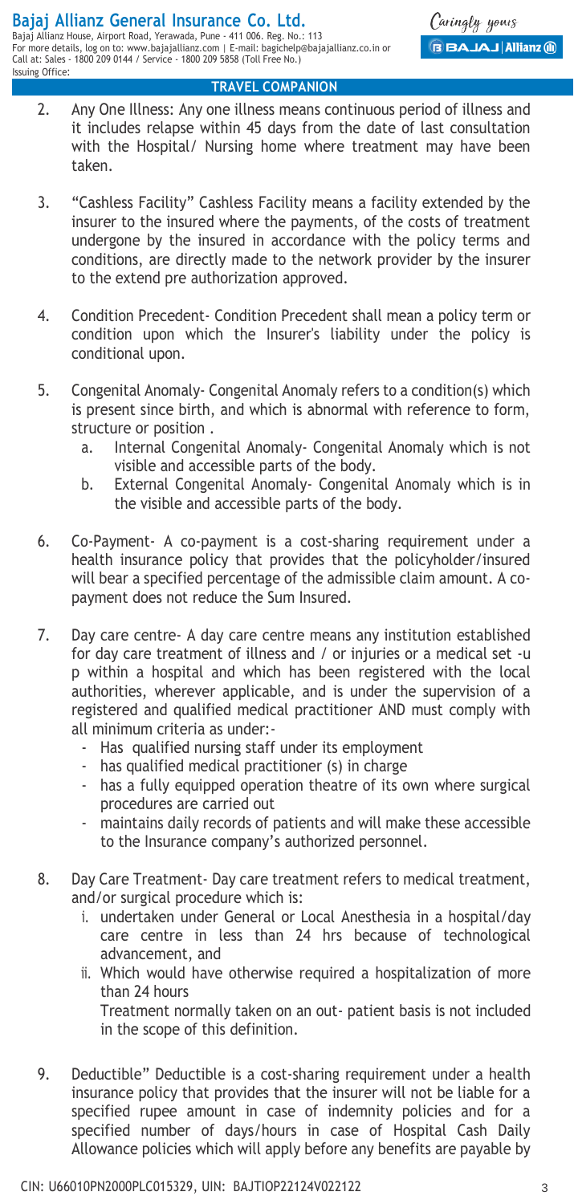2. Any One Illness: Any one illness means continuous period of illness and it includes relapse within 45 days from the date of last consultation with the Hospital/ Nursing home where treatment may have been taken.

3. "Cashless Facility" Cashless Facility means a facility extended by the insurer to the insured where the payments, of the costs of treatment undergone by the insured in accordance with the policy terms and conditions, are directly made to the network provider by the insurer to the extend pre authorization approved.

4. Condition Precedent- Condition Precedent shall mean a policy term or condition upon which the Insurer's liability under the policy is conditional upon.

5. Congenital Anomaly- Congenital Anomaly refers to a condition(s) which is present since birth, and which is abnormal with reference to form, structure or position .
   a. Internal Congenital Anomaly- Congenital Anomaly which is not visible and accessible parts of the body.
   b. External Congenital Anomaly- Congenital Anomaly which is in the visible and accessible parts of the body.

6. Co-Payment- A co-payment is a cost-sharing requirement under a health insurance policy that provides that the policyholder/insured will bear a specified percentage of the admissible claim amount. A co-payment does not reduce the Sum Insured.

7. Day care centre- A day care centre means any institution established for day care treatment of illness and / or injuries or a medical set -u p within a hospital and which has been registered with the local authorities, wherever applicable, and is under the supervision of a registered and qualified medical practitioner AND must comply with all minimum criteria as under:-
   - Has qualified nursing staff under its employment
   - has qualified medical practitioner (s) in charge
   - has a fully equipped operation theatre of its own where surgical procedures are carried out
   - maintains daily records of patients and will make these accessible to the Insurance company's authorized personnel.

8. Day Care Treatment- Day care treatment refers to medical treatment, and/or surgical procedure which is:
   i. undertaken under General or Local Anesthesia in a hospital/day care centre in less than 24 hrs because of technological advancement, and
   ii. Which would have otherwise required a hospitalization of more than 24 hours

   Treatment normally taken on an out- patient basis is not included in the scope of this definition.

9. Deductible" Deductible is a cost-sharing requirement under a health insurance policy that provides that the insurer will not be liable for a specified rupee amount in case of indemnity policies and for a specified number of days/hours in case of Hospital Cash Daily Allowance policies which will apply before any benefits are payable by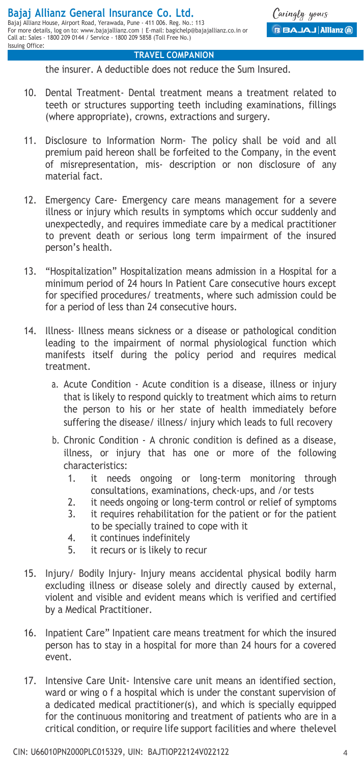the insurer. A deductible does not reduce the Sum Insured.

10. Dental Treatment- Dental treatment means a treatment related to teeth or structures supporting teeth including examinations, fillings (where appropriate), crowns, extractions and surgery.

11. Disclosure to Information Norm- The policy shall be void and all premium paid hereon shall be forfeited to the Company, in the event of misrepresentation, mis- description or non disclosure of any material fact.

12. Emergency Care- Emergency care means management for a severe illness or injury which results in symptoms which occur suddenly and unexpectedly, and requires immediate care by a medical practitioner to prevent death or serious long term impairment of the insured person's health.

13. "Hospitalization" Hospitalization means admission in a Hospital for a minimum period of 24 hours In Patient Care consecutive hours except for specified procedures/ treatments, where such admission could be for a period of less than 24 consecutive hours.

14. Illness- Illness means sickness or a disease or pathological condition leading to the impairment of normal physiological function which manifests itself during the policy period and requires medical treatment.
    a. Acute Condition - Acute condition is a disease, illness or injury that is likely to respond quickly to treatment which aims to return the person to his or her state of health immediately before suffering the disease/ illness/ injury which leads to full recovery
    b. Chronic Condition - A chronic condition is defined as a disease, illness, or injury that has one or more of the following characteristics:
        1. it needs ongoing or long-term monitoring through consultations, examinations, check-ups, and /or tests
        2. it needs ongoing or long-term control or relief of symptoms
        3. it requires rehabilitation for the patient or for the patient to be specially trained to cope with it
        4. it continues indefinitely
        5. it recurs or is likely to recur

15. Injury/ Bodily Injury- Injury means accidental physical bodily harm excluding illness or disease solely and directly caused by external, violent and visible and evident means which is verified and certified by a Medical Practitioner.

16. Inpatient Care" Inpatient care means treatment for which the insured person has to stay in a hospital for more than 24 hours for a covered event.

17. Intensive Care Unit- Intensive care unit means an identified section, ward or wing o f a hospital which is under the constant supervision of a dedicated medical practitioner(s), and which is specially equipped for the continuous monitoring and treatment of patients who are in a critical condition, or require life support facilities and where thelevel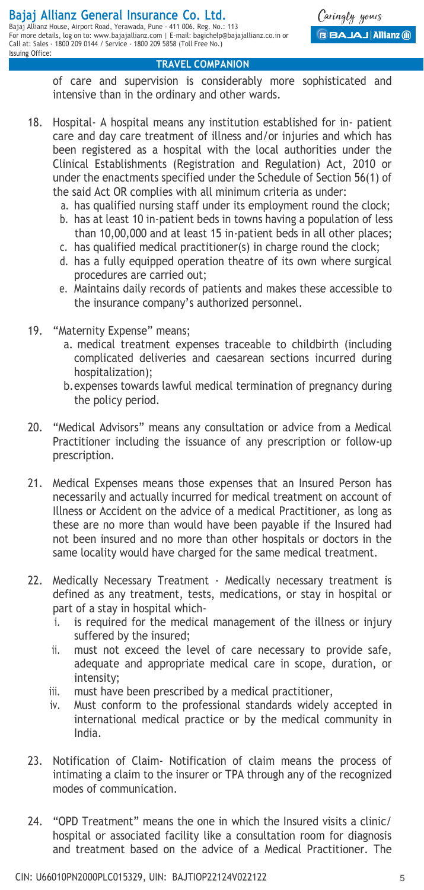of care and supervision is considerably more sophisticated and intensive than in the ordinary and other wards.

18. Hospital- A hospital means any institution established for in- patient care and day care treatment of illness and/or injuries and which has been registered as a hospital with the local authorities under the Clinical Establishments (Registration and Regulation) Act, 2010 or under the enactments specified under the Schedule of Section 56(1) of the said Act OR complies with all minimum criteria as under:
    a. has qualified nursing staff under its employment round the clock;
    b. has at least 10 in-patient beds in towns having a population of less than 10,00,000 and at least 15 in-patient beds in all other places;
    c. has qualified medical practitioner(s) in charge round the clock;
    d. has a fully equipped operation theatre of its own where surgical procedures are carried out;
    e. Maintains daily records of patients and makes these accessible to the insurance company's authorized personnel.

19. "Maternity Expense" means;
    a. medical treatment expenses traceable to childbirth (including complicated deliveries and caesarean sections incurred during hospitalization);
    b. expenses towards lawful medical termination of pregnancy during the policy period.

20. "Medical Advisors" means any consultation or advice from a Medical Practitioner including the issuance of any prescription or follow-up prescription.

21. Medical Expenses means those expenses that an Insured Person has necessarily and actually incurred for medical treatment on account of Illness or Accident on the advice of a medical Practitioner, as long as these are no more than would have been payable if the Insured had not been insured and no more than other hospitals or doctors in the same locality would have charged for the same medical treatment.

22. Medically Necessary Treatment - Medically necessary treatment is defined as any treatment, tests, medications, or stay in hospital or part of a stay in hospital which-
    i. is required for the medical management of the illness or injury suffered by the insured;
    ii. must not exceed the level of care necessary to provide safe, adequate and appropriate medical care in scope, duration, or intensity;
    iii. must have been prescribed by a medical practitioner,
    iv. Must conform to the professional standards widely accepted in international medical practice or by the medical community in India.

23. Notification of Claim- Notification of claim means the process of intimating a claim to the insurer or TPA through any of the recognized modes of communication.

24. "OPD Treatment" means the one in which the Insured visits a clinic/ hospital or associated facility like a consultation room for diagnosis and treatment based on the advice of a Medical Practitioner. The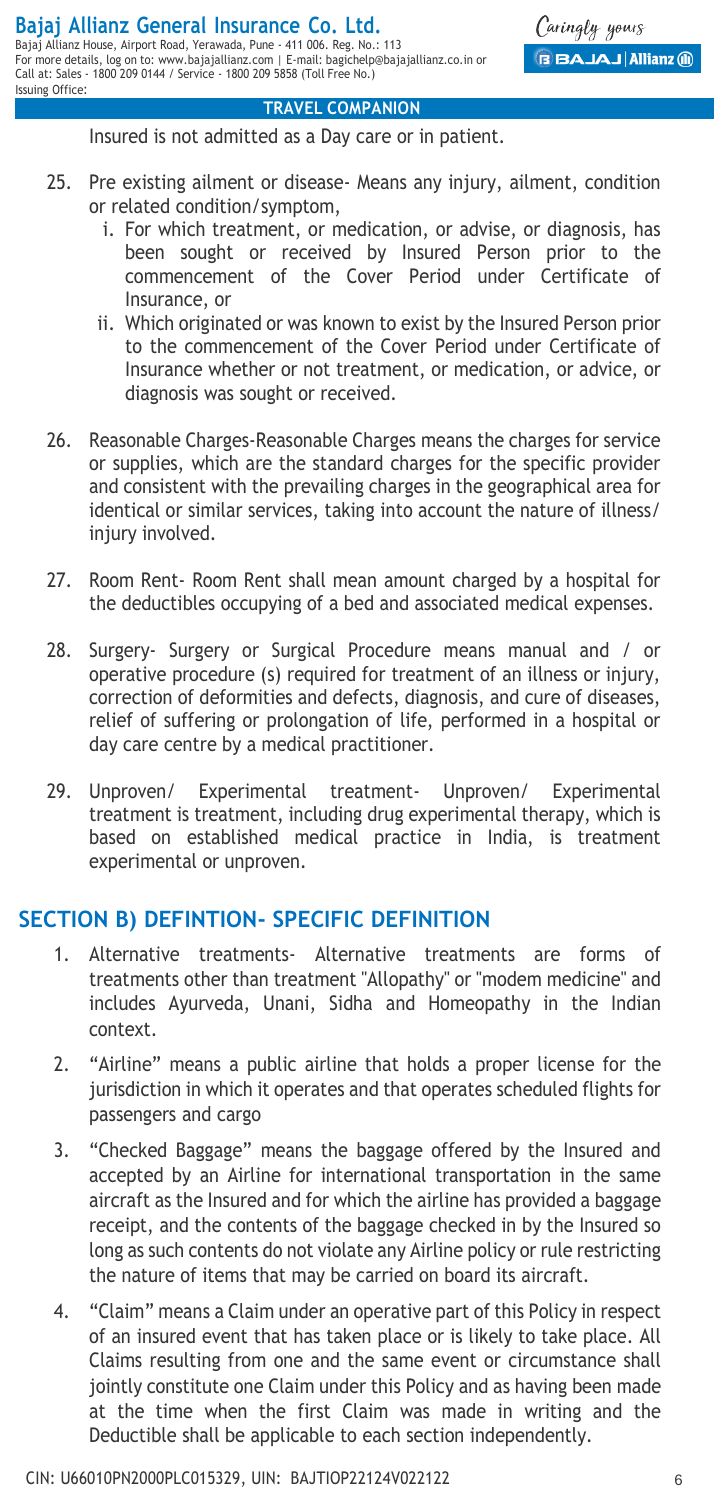Insured is not admitted as a Day care or in patient.

25. Pre existing ailment or disease- Means any injury, ailment, condition or related condition/symptom,
    i. For which treatment, or medication, or advise, or diagnosis, has been sought or received by Insured Person prior to the commencement of the Cover Period under Certificate of Insurance, or
    ii. Which originated or was known to exist by the Insured Person prior to the commencement of the Cover Period under Certificate of Insurance whether or not treatment, or medication, or advice, or diagnosis was sought or received.

26. Reasonable Charges-Reasonable Charges means the charges for service or supplies, which are the standard charges for the specific provider and consistent with the prevailing charges in the geographical area for identical or similar services, taking into account the nature of illness/ injury involved.

27. Room Rent- Room Rent shall mean amount charged by a hospital for the deductibles occupying of a bed and associated medical expenses.

28. Surgery- Surgery or Surgical Procedure means manual and / or operative procedure (s) required for treatment of an illness or injury, correction of deformities and defects, diagnosis, and cure of diseases, relief of suffering or prolongation of life, performed in a hospital or day care centre by a medical practitioner.

29. Unproven/ Experimental treatment- Unproven/ Experimental treatment is treatment, including drug experimental therapy, which is based on established medical practice in India, is treatment experimental or unproven.

## SECTION B) DEFINTION- SPECIFIC DEFINITION

1. Alternative treatments- Alternative treatments are forms of treatments other than treatment "Allopathy" or "modem medicine" and includes Ayurveda, Unani, Sidha and Homeopathy in the Indian context.
2. "Airline" means a public airline that holds a proper license for the jurisdiction in which it operates and that operates scheduled flights for passengers and cargo
3. "Checked Baggage" means the baggage offered by the Insured and accepted by an Airline for international transportation in the same aircraft as the Insured and for which the airline has provided a baggage receipt, and the contents of the baggage checked in by the Insured so long as such contents do not violate any Airline policy or rule restricting the nature of items that may be carried on board its aircraft.
4. "Claim" means a Claim under an operative part of this Policy in respect of an insured event that has taken place or is likely to take place. All Claims resulting from one and the same event or circumstance shall jointly constitute one Claim under this Policy and as having been made at the time when the first Claim was made in writing and the Deductible shall be applicable to each section independently.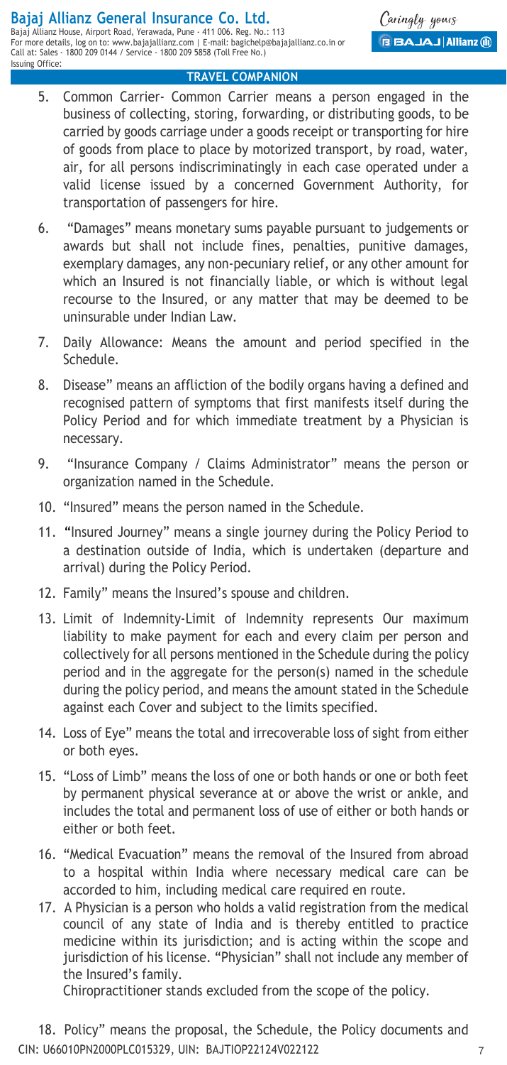5. Common Carrier- Common Carrier means a person engaged in the business of collecting, storing, forwarding, or distributing goods, to be carried by goods carriage under a goods receipt or transporting for hire of goods from place to place by motorized transport, by road, water, air, for all persons indiscriminatingly in each case operated under a valid license issued by a concerned Government Authority, for transportation of passengers for hire.

6. "Damages" means monetary sums payable pursuant to judgements or awards but shall not include fines, penalties, punitive damages, exemplary damages, any non-pecuniary relief, or any other amount for which an Insured is not financially liable, or which is without legal recourse to the Insured, or any matter that may be deemed to be uninsurable under Indian Law.

7. Daily Allowance: Means the amount and period specified in the Schedule.

8. Disease" means an affliction of the bodily organs having a defined and recognised pattern of symptoms that first manifests itself during the Policy Period and for which immediate treatment by a Physician is necessary.

9. "Insurance Company / Claims Administrator" means the person or organization named in the Schedule.

10. "Insured" means the person named in the Schedule.

11. "Insured Journey" means a single journey during the Policy Period to a destination outside of India, which is undertaken (departure and arrival) during the Policy Period.

12. Family" means the Insured's spouse and children.

13. Limit of Indemnity-Limit of Indemnity represents Our maximum liability to make payment for each and every claim per person and collectively for all persons mentioned in the Schedule during the policy period and in the aggregate for the person(s) named in the schedule during the policy period, and means the amount stated in the Schedule against each Cover and subject to the limits specified.

14. Loss of Eye" means the total and irrecoverable loss of sight from either or both eyes.

15. "Loss of Limb" means the loss of one or both hands or one or both feet by permanent physical severance at or above the wrist or ankle, and includes the total and permanent loss of use of either or both hands or either or both feet.

16. "Medical Evacuation" means the removal of the Insured from abroad to a hospital within India where necessary medical care can be accorded to him, including medical care required en route.

17. A Physician is a person who holds a valid registration from the medical council of any state of India and is thereby entitled to practice medicine within its jurisdiction; and is acting within the scope and jurisdiction of his license. "Physician" shall not include any member of the Insured's family.

    Chiropractitioner stands excluded from the scope of the policy.

18. Policy" means the proposal, the Schedule, the Policy documents and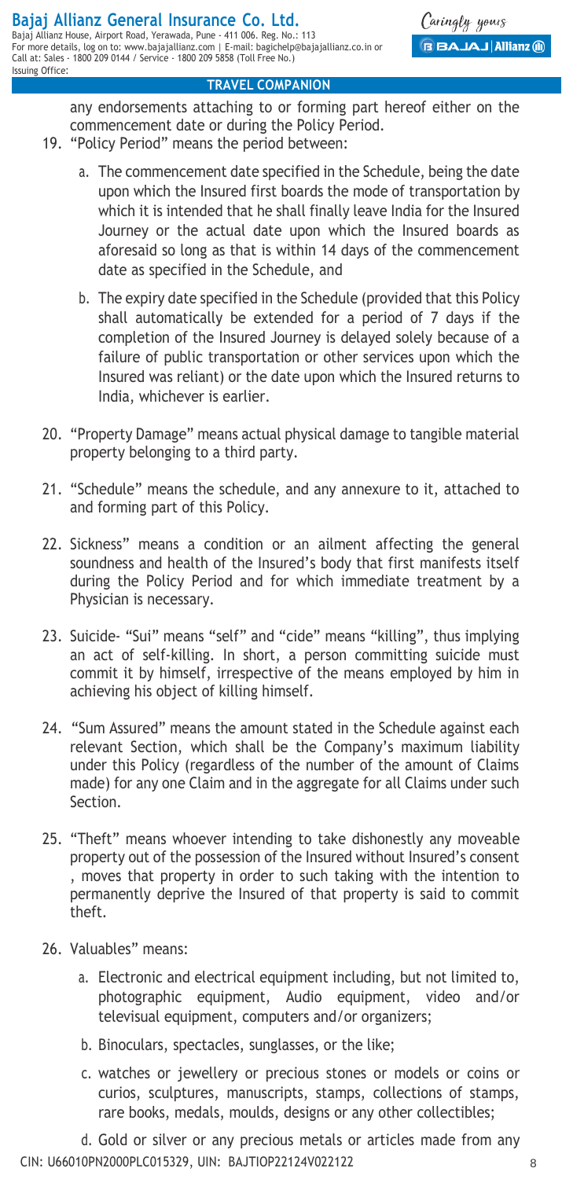any endorsements attaching to or forming part hereof either on the commencement date or during the Policy Period.

19. "Policy Period" means the period between:

    a. The commencement date specified in the Schedule, being the date upon which the Insured first boards the mode of transportation by which it is intended that he shall finally leave India for the Insured Journey or the actual date upon which the Insured boards as aforesaid so long as that is within 14 days of the commencement date as specified in the Schedule, and

    b. The expiry date specified in the Schedule (provided that this Policy shall automatically be extended for a period of 7 days if the completion of the Insured Journey is delayed solely because of a failure of public transportation or other services upon which the Insured was reliant) or the date upon which the Insured returns to India, whichever is earlier.

20. "Property Damage" means actual physical damage to tangible material property belonging to a third party.

21. "Schedule" means the schedule, and any annexure to it, attached to and forming part of this Policy.

22. Sickness" means a condition or an ailment affecting the general soundness and health of the Insured's body that first manifests itself during the Policy Period and for which immediate treatment by a Physician is necessary.

23. Suicide- "Sui" means "self" and "cide" means "killing", thus implying an act of self-killing. In short, a person committing suicide must commit it by himself, irrespective of the means employed by him in achieving his object of killing himself.

24. "Sum Assured" means the amount stated in the Schedule against each relevant Section, which shall be the Company's maximum liability under this Policy (regardless of the number of the amount of Claims made) for any one Claim and in the aggregate for all Claims under such Section.

25. "Theft" means whoever intending to take dishonestly any moveable property out of the possession of the Insured without Insured's consent , moves that property in order to such taking with the intention to permanently deprive the Insured of that property is said to commit theft.

26. Valuables" means:

    a. Electronic and electrical equipment including, but not limited to, photographic equipment, Audio equipment, video and/or televisual equipment, computers and/or organizers;

    b. Binoculars, spectacles, sunglasses, or the like;

    c. watches or jewellery or precious stones or models or coins or curios, sculptures, manuscripts, stamps, collections of stamps, rare books, medals, moulds, designs or any other collectibles;

    d. Gold or silver or any precious metals or articles made from any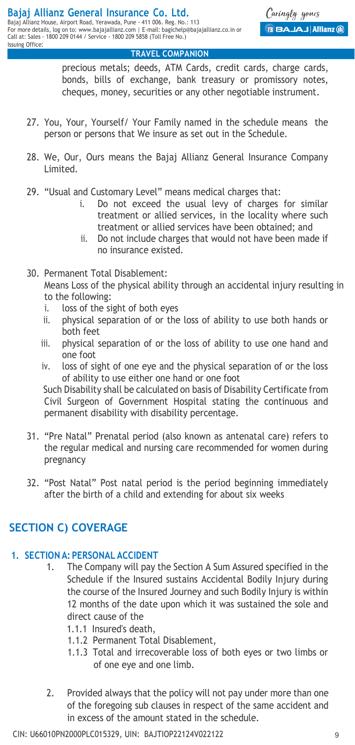precious metals; deeds, ATM Cards, credit cards, charge cards, bonds, bills of exchange, bank treasury or promissory notes, cheques, money, securities or any other negotiable instrument.

27. You, Your, Yourself/ Your Family named in the schedule means the person or persons that We insure as set out in the Schedule.

28. We, Our, Ours means the Bajaj Allianz General Insurance Company Limited.

29. "Usual and Customary Level" means medical charges that:
    i. Do not exceed the usual levy of charges for similar treatment or allied services, in the locality where such treatment or allied services have been obtained; and
    ii. Do not include charges that would not have been made if no insurance existed.

30. Permanent Total Disablement:
    Means Loss of the physical ability through an accidental injury resulting in to the following:
    i. loss of the sight of both eyes
    ii. physical separation of or the loss of ability to use both hands or both feet
    iii. physical separation of or the loss of ability to use one hand and one foot
    iv. loss of sight of one eye and the physical separation of or the loss of ability to use either one hand or one foot

    Such Disability shall be calculated on basis of Disability Certificate from Civil Surgeon of Government Hospital stating the continuous and permanent disability with disability percentage.

31. "Pre Natal" Prenatal period (also known as antenatal care) refers to the regular medical and nursing care recommended for women during pregnancy

32. "Post Natal" Post natal period is the period beginning immediately after the birth of a child and extending for about six weeks

## SECTION C) COVERAGE

### 1. SECTION A: PERSONAL ACCIDENT

1. The Company will pay the Section A Sum Assured specified in the Schedule if the Insured sustains Accidental Bodily Injury during the course of the Insured Journey and such Bodily Injury is within 12 months of the date upon which it was sustained the sole and direct cause of the
    - 1.1.1 Insured's death,
    - 1.1.2 Permanent Total Disablement,
    - 1.1.3 Total and irrecoverable loss of both eyes or two limbs or of one eye and one limb.

2. Provided always that the policy will not pay under more than one of the foregoing sub clauses in respect of the same accident and in excess of the amount stated in the schedule.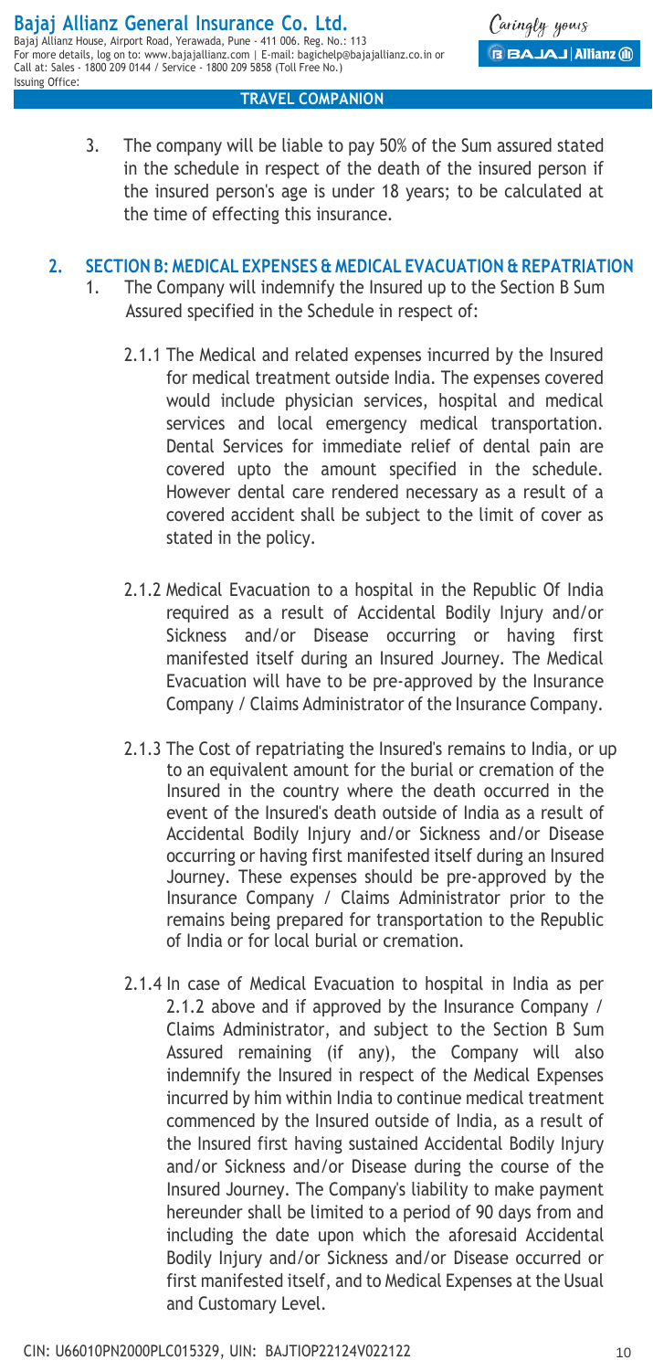3. The company will be liable to pay 50% of the Sum assured stated in the schedule in respect of the death of the insured person if the insured person's age is under 18 years; to be calculated at the time of effecting this insurance.

## 2. SECTION B: MEDICAL EXPENSES & MEDICAL EVACUATION & REPATRIATION

1. The Company will indemnify the Insured up to the Section B Sum Assured specified in the Schedule in respect of:

   2.1.1 The Medical and related expenses incurred by the Insured for medical treatment outside India. The expenses covered would include physician services, hospital and medical services and local emergency medical transportation. Dental Services for immediate relief of dental pain are covered upto the amount specified in the schedule. However dental care rendered necessary as a result of a covered accident shall be subject to the limit of cover as stated in the policy.

   2.1.2 Medical Evacuation to a hospital in the Republic Of India required as a result of Accidental Bodily Injury and/or Sickness and/or Disease occurring or having first manifested itself during an Insured Journey. The Medical Evacuation will have to be pre-approved by the Insurance Company / Claims Administrator of the Insurance Company.

   2.1.3 The Cost of repatriating the Insured's remains to India, or up to an equivalent amount for the burial or cremation of the Insured in the country where the death occurred in the event of the Insured's death outside of India as a result of Accidental Bodily Injury and/or Sickness and/or Disease occurring or having first manifested itself during an Insured Journey. These expenses should be pre-approved by the Insurance Company / Claims Administrator prior to the remains being prepared for transportation to the Republic of India or for local burial or cremation.

   2.1.4 In case of Medical Evacuation to hospital in India as per 2.1.2 above and if approved by the Insurance Company / Claims Administrator, and subject to the Section B Sum Assured remaining (if any), the Company will also indemnify the Insured in respect of the Medical Expenses incurred by him within India to continue medical treatment commenced by the Insured outside of India, as a result of the Insured first having sustained Accidental Bodily Injury and/or Sickness and/or Disease during the course of the Insured Journey. The Company's liability to make payment hereunder shall be limited to a period of 90 days from and including the date upon which the aforesaid Accidental Bodily Injury and/or Sickness and/or Disease occurred or first manifested itself, and to Medical Expenses at the Usual and Customary Level.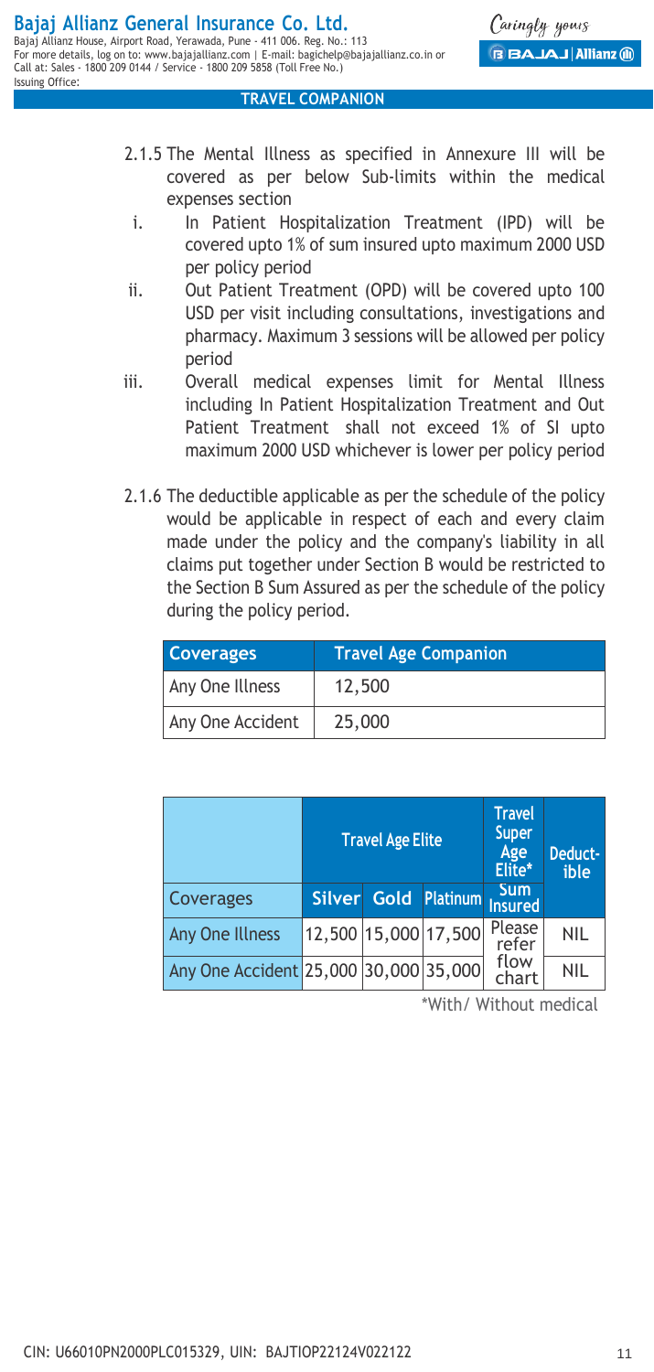2.1.5 The Mental Illness as specified in Annexure III will be covered as per below Sub-limits within the medical expenses section

i. In Patient Hospitalization Treatment (IPD) will be covered upto 1% of sum insured upto maximum 2000 USD per policy period

ii. Out Patient Treatment (OPD) will be covered upto 100 USD per visit including consultations, investigations and pharmacy. Maximum 3 sessions will be allowed per policy period

iii. Overall medical expenses limit for Mental Illness including In Patient Hospitalization Treatment and Out Patient Treatment shall not exceed 1% of SI upto maximum 2000 USD whichever is lower per policy period

2.1.6 The deductible applicable as per the schedule of the policy would be applicable in respect of each and every claim made under the policy and the company's liability in all claims put together under Section B would be restricted to the Section B Sum Assured as per the schedule of the policy during the policy period.

| Coverages | Travel Age Companion |
|---|---|
| Any One Illness | 12,500 |
| Any One Accident | 25,000 |

| | Travel Age Elite | | | Travel Super Age Elite* | Deductible |
|---|---|---|---|---|---|
| Coverages | Silver | Gold | Platinum | Sum Insured | |
| Any One Illness | 12,500 | 15,000 | 17,500 | Please refer flow chart | NIL |
| Any One Accident | 25,000 | 30,000 | 35,000 | | NIL |

*With/ Without medical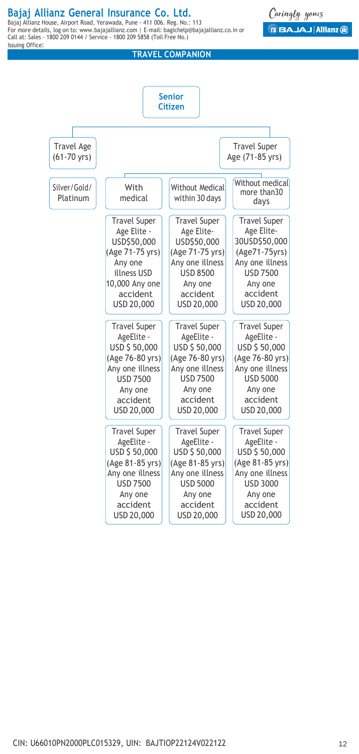# Bajaj Allianz General Insurance Co. Ltd.

Bajaj Allianz House, Airport Road, Yerawada, Pune - 411 006. Reg. No.: 113
For more details, log on to: www.bajajallianz.com | E-mail: bagichelp@bajajallianz.co.in or
Call at: Sales - 1800 209 0144 / Service - 1800 209 5858 (Toll Free No.)
Issuing Office:

## TRAVEL COMPANION

**Senior Citizen**

- Travel Age (61-70 yrs)
  - Silver/Gold/Platinum
- Travel Super Age (71-85 yrs)

| With medical | Without Medical within 30 days | Without medical more than30 days |
|---|---|---|
| Travel Super Age Elite - USD$50,000 (Age 71-75 yrs) Any one illness USD 10,000 Any one accident USD 20,000 | Travel Super Age Elite- USD$50,000 (Age 71-75 yrs) Any one illness USD 8500 Any one accident USD 20,000 | Travel Super Age Elite- 30USD$50,000 (Age71-75yrs) Any one illness USD 7500 Any one accident USD 20,000 |
| Travel Super AgeElite - USD $ 50,000 (Age 76-80 yrs) Any one illness USD 7500 Any one accident USD 20,000 | Travel Super AgeElite - USD $ 50,000 (Age 76-80 yrs) Any one illness USD 7500 Any one accident USD 20,000 | Travel Super AgeElite - USD $ 50,000 (Age 76-80 yrs) Any one illness USD 5000 Any one accident USD 20,000 |
| Travel Super AgeElite - USD $ 50,000 (Age 81-85 yrs) Any one illness USD 7500 Any one accident USD 20,000 | Travel Super AgeElite - USD $ 50,000 (Age 81-85 yrs) Any one illness USD 5000 Any one accident USD 20,000 | Travel Super AgeElite - USD $ 50,000 (Age 81-85 yrs) Any one illness USD 3000 Any one accident USD 20,000 |

CIN: U66010PN2000PLC015329, UIN: BAJTIOP22124V022122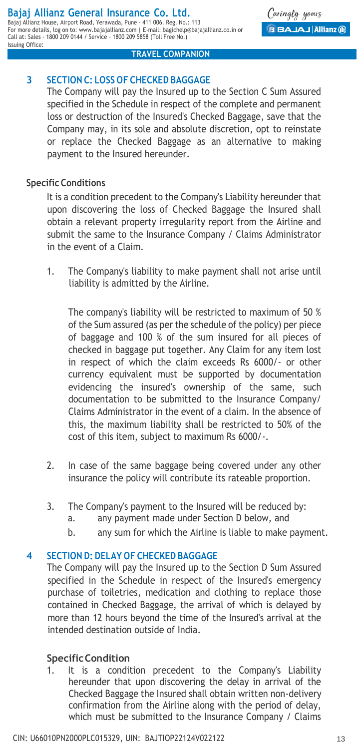## 3 SECTION C: LOSS OF CHECKED BAGGAGE

The Company will pay the Insured up to the Section C Sum Assured specified in the Schedule in respect of the complete and permanent loss or destruction of the Insured's Checked Baggage, save that the Company may, in its sole and absolute discretion, opt to reinstate or replace the Checked Baggage as an alternative to making payment to the Insured hereunder.

### Specific Conditions

It is a condition precedent to the Company's Liability hereunder that upon discovering the loss of Checked Baggage the Insured shall obtain a relevant property irregularity report from the Airline and submit the same to the Insurance Company / Claims Administrator in the event of a Claim.

1. The Company's liability to make payment shall not arise until liability is admitted by the Airline.

   The company's liability will be restricted to maximum of 50 % of the Sum assured (as per the schedule of the policy) per piece of baggage and 100 % of the sum insured for all pieces of checked in baggage put together. Any Claim for any item lost in respect of which the claim exceeds Rs 6000/- or other currency equivalent must be supported by documentation evidencing the insured's ownership of the same, such documentation to be submitted to the Insurance Company/ Claims Administrator in the event of a claim. In the absence of this, the maximum liability shall be restricted to 50% of the cost of this item, subject to maximum Rs 6000/-.

2. In case of the same baggage being covered under any other insurance the policy will contribute its rateable proportion.

3. The Company's payment to the Insured will be reduced by:
   a. any payment made under Section D below, and
   b. any sum for which the Airline is liable to make payment.

## 4 SECTION D: DELAY OF CHECKED BAGGAGE

The Company will pay the Insured up to the Section D Sum Assured specified in the Schedule in respect of the Insured's emergency purchase of toiletries, medication and clothing to replace those contained in Checked Baggage, the arrival of which is delayed by more than 12 hours beyond the time of the Insured's arrival at the intended destination outside of India.

### Specific Condition

1. It is a condition precedent to the Company's Liability hereunder that upon discovering the delay in arrival of the Checked Baggage the Insured shall obtain written non-delivery confirmation from the Airline along with the period of delay, which must be submitted to the Insurance Company / Claims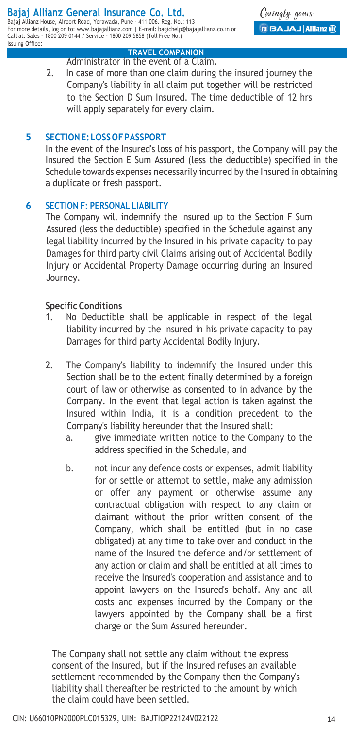Administrator in the event of a Claim.

2. In case of more than one claim during the insured journey the Company's liability in all claim put together will be restricted to the Section D Sum Insured. The time deductible of 12 hrs will apply separately for every claim.

## 5 SECTION E: LOSS OF PASSPORT

In the event of the Insured's loss of his passport, the Company will pay the Insured the Section E Sum Assured (less the deductible) specified in the Schedule towards expenses necessarily incurred by the Insured in obtaining a duplicate or fresh passport.

## 6 SECTION F: PERSONAL LIABILITY

The Company will indemnify the Insured up to the Section F Sum Assured (less the deductible) specified in the Schedule against any legal liability incurred by the Insured in his private capacity to pay Damages for third party civil Claims arising out of Accidental Bodily Injury or Accidental Property Damage occurring during an Insured Journey.

### Specific Conditions

1. No Deductible shall be applicable in respect of the legal liability incurred by the Insured in his private capacity to pay Damages for third party Accidental Bodily Injury.

2. The Company's liability to indemnify the Insured under this Section shall be to the extent finally determined by a foreign court of law or otherwise as consented to in advance by the Company. In the event that legal action is taken against the Insured within India, it is a condition precedent to the Company's liability hereunder that the Insured shall:
   a. give immediate written notice to the Company to the address specified in the Schedule, and
   b. not incur any defence costs or expenses, admit liability for or settle or attempt to settle, make any admission or offer any payment or otherwise assume any contractual obligation with respect to any claim or claimant without the prior written consent of the Company, which shall be entitled (but in no case obligated) at any time to take over and conduct in the name of the Insured the defence and/or settlement of any action or claim and shall be entitled at all times to receive the Insured's cooperation and assistance and to appoint lawyers on the Insured's behalf. Any and all costs and expenses incurred by the Company or the lawyers appointed by the Company shall be a first charge on the Sum Assured hereunder.

The Company shall not settle any claim without the express consent of the Insured, but if the Insured refuses an available settlement recommended by the Company then the Company's liability shall thereafter be restricted to the amount by which the claim could have been settled.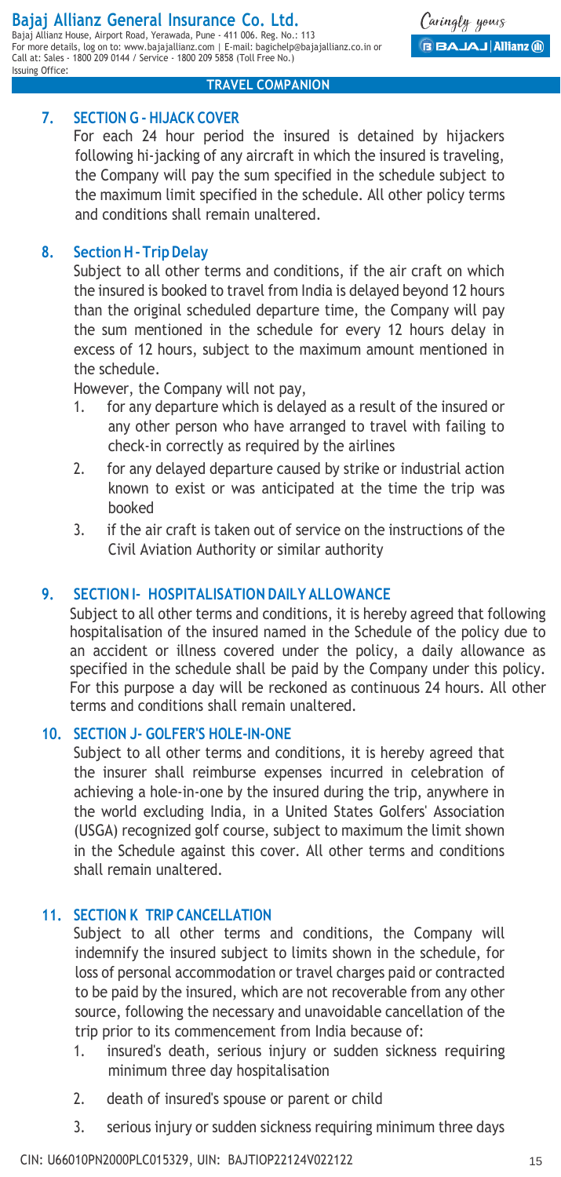**TRAVEL COMPANION**

## 7. SECTION G - HIJACK COVER

For each 24 hour period the insured is detained by hijackers following hi-jacking of any aircraft in which the insured is traveling, the Company will pay the sum specified in the schedule subject to the maximum limit specified in the schedule. All other policy terms and conditions shall remain unaltered.

## 8. Section H - Trip Delay

Subject to all other terms and conditions, if the air craft on which the insured is booked to travel from India is delayed beyond 12 hours than the original scheduled departure time, the Company will pay the sum mentioned in the schedule for every 12 hours delay in excess of 12 hours, subject to the maximum amount mentioned in the schedule.

However, the Company will not pay,

1. for any departure which is delayed as a result of the insured or any other person who have arranged to travel with failing to check-in correctly as required by the airlines
2. for any delayed departure caused by strike or industrial action known to exist or was anticipated at the time the trip was booked
3. if the air craft is taken out of service on the instructions of the Civil Aviation Authority or similar authority

## 9. SECTION I- HOSPITALISATION DAILY ALLOWANCE

Subject to all other terms and conditions, it is hereby agreed that following hospitalisation of the insured named in the Schedule of the policy due to an accident or illness covered under the policy, a daily allowance as specified in the schedule shall be paid by the Company under this policy. For this purpose a day will be reckoned as continuous 24 hours. All other terms and conditions shall remain unaltered.

## 10. SECTION J- GOLFER'S HOLE-IN-ONE

Subject to all other terms and conditions, it is hereby agreed that the insurer shall reimburse expenses incurred in celebration of achieving a hole-in-one by the insured during the trip, anywhere in the world excluding India, in a United States Golfers' Association (USGA) recognized golf course, subject to maximum the limit shown in the Schedule against this cover. All other terms and conditions shall remain unaltered.

## 11. SECTION K TRIP CANCELLATION

Subject to all other terms and conditions, the Company will indemnify the insured subject to limits shown in the schedule, for loss of personal accommodation or travel charges paid or contracted to be paid by the insured, which are not recoverable from any other source, following the necessary and unavoidable cancellation of the trip prior to its commencement from India because of:

1. insured's death, serious injury or sudden sickness requiring minimum three day hospitalisation
2. death of insured's spouse or parent or child
3. serious injury or sudden sickness requiring minimum three days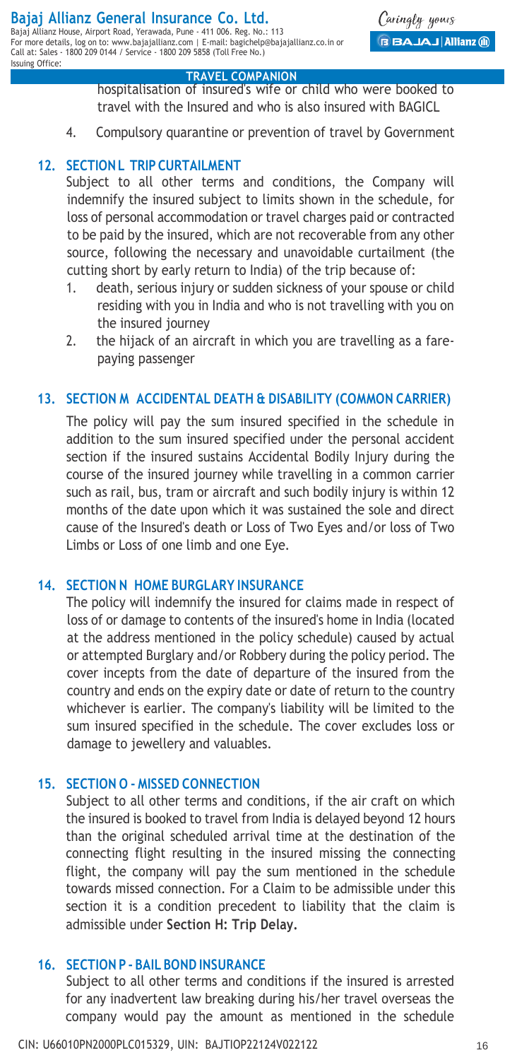hospitalisation of insured's wife or child who were booked to travel with the Insured and who is also insured with BAGICL

4. Compulsory quarantine or prevention of travel by Government

## 12. SECTION L TRIP CURTAILMENT

Subject to all other terms and conditions, the Company will indemnify the insured subject to limits shown in the schedule, for loss of personal accommodation or travel charges paid or contracted to be paid by the insured, which are not recoverable from any other source, following the necessary and unavoidable curtailment (the cutting short by early return to India) of the trip because of:

1. death, serious injury or sudden sickness of your spouse or child residing with you in India and who is not travelling with you on the insured journey
2. the hijack of an aircraft in which you are travelling as a fare-paying passenger

## 13. SECTION M ACCIDENTAL DEATH & DISABILITY (COMMON CARRIER)

The policy will pay the sum insured specified in the schedule in addition to the sum insured specified under the personal accident section if the insured sustains Accidental Bodily Injury during the course of the insured journey while travelling in a common carrier such as rail, bus, tram or aircraft and such bodily injury is within 12 months of the date upon which it was sustained the sole and direct cause of the Insured's death or Loss of Two Eyes and/or loss of Two Limbs or Loss of one limb and one Eye.

## 14. SECTION N HOME BURGLARY INSURANCE

The policy will indemnify the insured for claims made in respect of loss of or damage to contents of the insured's home in India (located at the address mentioned in the policy schedule) caused by actual or attempted Burglary and/or Robbery during the policy period. The cover incepts from the date of departure of the insured from the country and ends on the expiry date or date of return to the country whichever is earlier. The company's liability will be limited to the sum insured specified in the schedule. The cover excludes loss or damage to jewellery and valuables.

## 15. SECTION O - MISSED CONNECTION

Subject to all other terms and conditions, if the air craft on which the insured is booked to travel from India is delayed beyond 12 hours than the original scheduled arrival time at the destination of the connecting flight resulting in the insured missing the connecting flight, the company will pay the sum mentioned in the schedule towards missed connection. For a Claim to be admissible under this section it is a condition precedent to liability that the claim is admissible under **Section H: Trip Delay.**

## 16. SECTION P - BAIL BOND INSURANCE

Subject to all other terms and conditions if the insured is arrested for any inadvertent law breaking during his/her travel overseas the company would pay the amount as mentioned in the schedule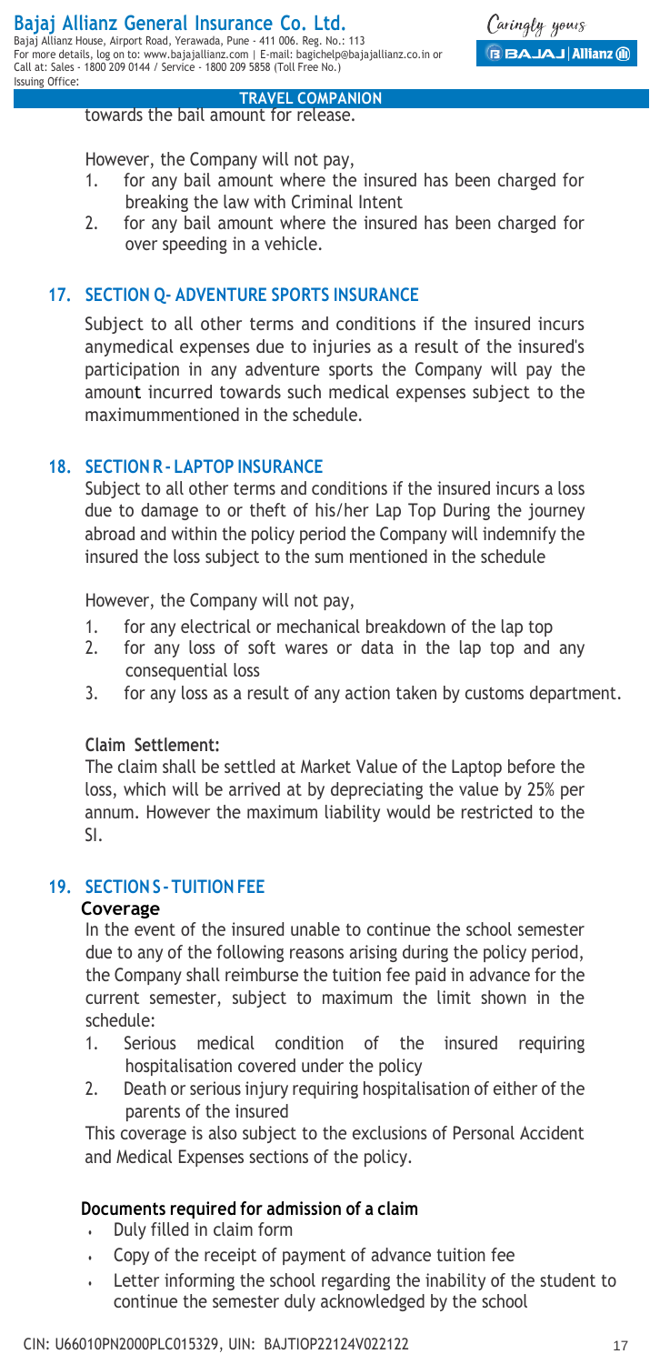towards the bail amount for release.

However, the Company will not pay,

1. for any bail amount where the insured has been charged for breaking the law with Criminal Intent
2. for any bail amount where the insured has been charged for over speeding in a vehicle.

## 17. SECTION Q- ADVENTURE SPORTS INSURANCE

Subject to all other terms and conditions if the insured incurs anymedical expenses due to injuries as a result of the insured's participation in any adventure sports the Company will pay the amount incurred towards such medical expenses subject to the maximummentioned in the schedule.

## 18. SECTION R - LAPTOP INSURANCE

Subject to all other terms and conditions if the insured incurs a loss due to damage to or theft of his/her Lap Top During the journey abroad and within the policy period the Company will indemnify the insured the loss subject to the sum mentioned in the schedule

However, the Company will not pay,

1. for any electrical or mechanical breakdown of the lap top
2. for any loss of soft wares or data in the lap top and any consequential loss
3. for any loss as a result of any action taken by customs department.

**Claim Settlement:**

The claim shall be settled at Market Value of the Laptop before the loss, which will be arrived at by depreciating the value by 25% per annum. However the maximum liability would be restricted to the SI.

## 19. SECTION S - TUITION FEE

**Coverage**

In the event of the insured unable to continue the school semester due to any of the following reasons arising during the policy period, the Company shall reimburse the tuition fee paid in advance for the current semester, subject to maximum the limit shown in the schedule:

1. Serious medical condition of the insured requiring hospitalisation covered under the policy
2. Death or serious injury requiring hospitalisation of either of the parents of the insured

This coverage is also subject to the exclusions of Personal Accident and Medical Expenses sections of the policy.

**Documents required for admission of a claim**

- Duly filled in claim form
- Copy of the receipt of payment of advance tuition fee
- Letter informing the school regarding the inability of the student to continue the semester duly acknowledged by the school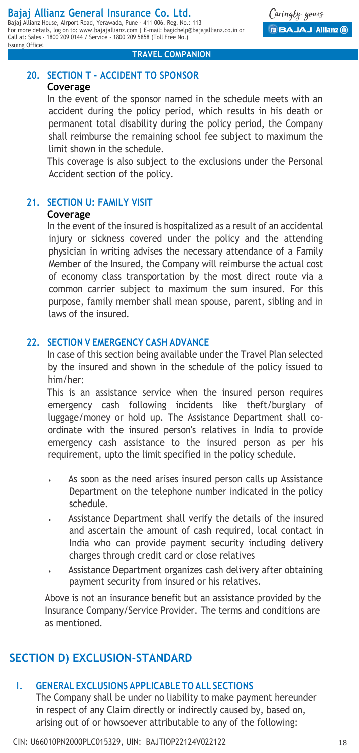## 20. SECTION T - ACCIDENT TO SPONSOR

**Coverage**

In the event of the sponsor named in the schedule meets with an accident during the policy period, which results in his death or permanent total disability during the policy period, the Company shall reimburse the remaining school fee subject to maximum the limit shown in the schedule.

This coverage is also subject to the exclusions under the Personal Accident section of the policy.

## 21. SECTION U: FAMILY VISIT

**Coverage**

In the event of the insured is hospitalized as a result of an accidental injury or sickness covered under the policy and the attending physician in writing advises the necessary attendance of a Family Member of the Insured, the Company will reimburse the actual cost of economy class transportation by the most direct route via a common carrier subject to maximum the sum insured. For this purpose, family member shall mean spouse, parent, sibling and in laws of the insured.

## 22. SECTION V EMERGENCY CASH ADVANCE

In case of this section being available under the Travel Plan selected by the insured and shown in the schedule of the policy issued to him/her:

This is an assistance service when the insured person requires emergency cash following incidents like theft/burglary of luggage/money or hold up. The Assistance Department shall co-ordinate with the insured person's relatives in India to provide emergency cash assistance to the insured person as per his requirement, upto the limit specified in the policy schedule.

- As soon as the need arises insured person calls up Assistance Department on the telephone number indicated in the policy schedule.
- Assistance Department shall verify the details of the insured and ascertain the amount of cash required, local contact in India who can provide payment security including delivery charges through credit card or close relatives
- Assistance Department organizes cash delivery after obtaining payment security from insured or his relatives.

Above is not an insurance benefit but an assistance provided by the Insurance Company/Service Provider. The terms and conditions are as mentioned.

# SECTION D) EXCLUSION-STANDARD

## I. GENERAL EXCLUSIONS APPLICABLE TO ALL SECTIONS

The Company shall be under no liability to make payment hereunder in respect of any Claim directly or indirectly caused by, based on, arising out of or howsoever attributable to any of the following: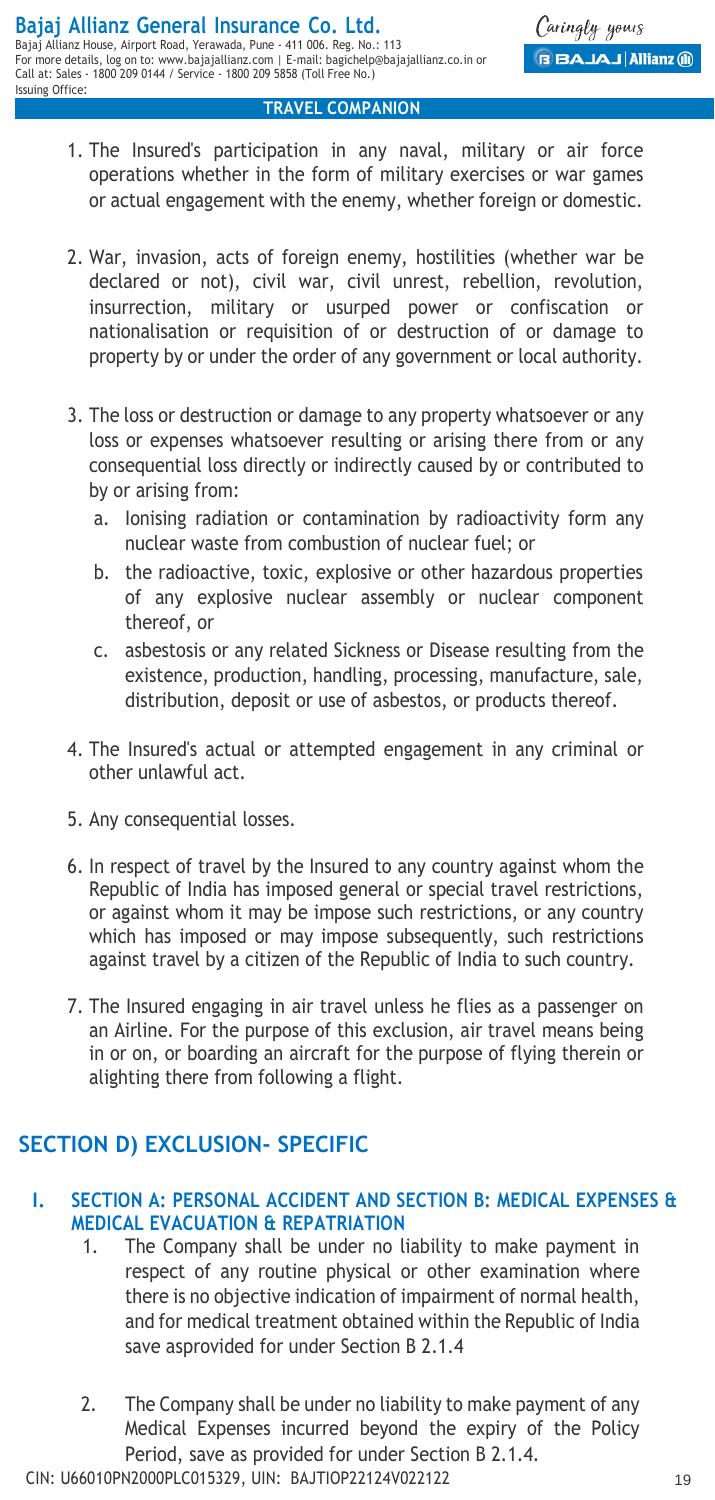1. The Insured's participation in any naval, military or air force operations whether in the form of military exercises or war games or actual engagement with the enemy, whether foreign or domestic.

2. War, invasion, acts of foreign enemy, hostilities (whether war be declared or not), civil war, civil unrest, rebellion, revolution, insurrection, military or usurped power or confiscation or nationalisation or requisition of or destruction of or damage to property by or under the order of any government or local authority.

3. The loss or destruction or damage to any property whatsoever or any loss or expenses whatsoever resulting or arising there from or any consequential loss directly or indirectly caused by or contributed to by or arising from:
   a. Ionising radiation or contamination by radioactivity form any nuclear waste from combustion of nuclear fuel; or
   b. the radioactive, toxic, explosive or other hazardous properties of any explosive nuclear assembly or nuclear component thereof, or
   c. asbestosis or any related Sickness or Disease resulting from the existence, production, handling, processing, manufacture, sale, distribution, deposit or use of asbestos, or products thereof.

4. The Insured's actual or attempted engagement in any criminal or other unlawful act.

5. Any consequential losses.

6. In respect of travel by the Insured to any country against whom the Republic of India has imposed general or special travel restrictions, or against whom it may be impose such restrictions, or any country which has imposed or may impose subsequently, such restrictions against travel by a citizen of the Republic of India to such country.

7. The Insured engaging in air travel unless he flies as a passenger on an Airline. For the purpose of this exclusion, air travel means being in or on, or boarding an aircraft for the purpose of flying therein or alighting there from following a flight.

## SECTION D) EXCLUSION- SPECIFIC

### I. SECTION A: PERSONAL ACCIDENT AND SECTION B: MEDICAL EXPENSES & MEDICAL EVACUATION & REPATRIATION

1. The Company shall be under no liability to make payment in respect of any routine physical or other examination where there is no objective indication of impairment of normal health, and for medical treatment obtained within the Republic of India save asprovided for under Section B 2.1.4

2. The Company shall be under no liability to make payment of any Medical Expenses incurred beyond the expiry of the Policy Period, save as provided for under Section B 2.1.4.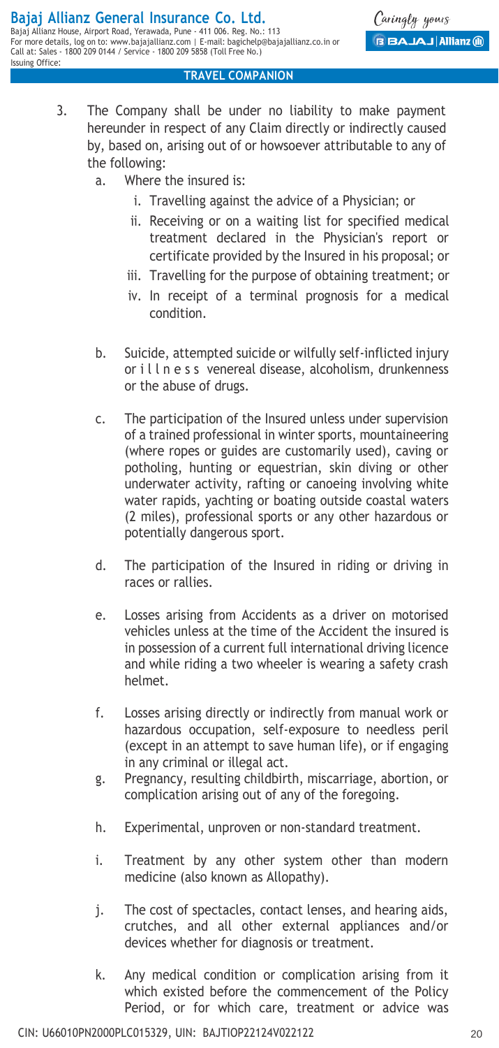3. The Company shall be under no liability to make payment hereunder in respect of any Claim directly or indirectly caused by, based on, arising out of or howsoever attributable to any of the following:

   a. Where the insured is:

      i. Travelling against the advice of a Physician; or

      ii. Receiving or on a waiting list for specified medical treatment declared in the Physician's report or certificate provided by the Insured in his proposal; or

      iii. Travelling for the purpose of obtaining treatment; or

      iv. In receipt of a terminal prognosis for a medical condition.

   b. Suicide, attempted suicide or wilfully self-inflicted injury or i l l n e s s venereal disease, alcoholism, drunkenness or the abuse of drugs.

   c. The participation of the Insured unless under supervision of a trained professional in winter sports, mountaineering (where ropes or guides are customarily used), caving or potholing, hunting or equestrian, skin diving or other underwater activity, rafting or canoeing involving white water rapids, yachting or boating outside coastal waters (2 miles), professional sports or any other hazardous or potentially dangerous sport.

   d. The participation of the Insured in riding or driving in races or rallies.

   e. Losses arising from Accidents as a driver on motorised vehicles unless at the time of the Accident the insured is in possession of a current full international driving licence and while riding a two wheeler is wearing a safety crash helmet.

   f. Losses arising directly or indirectly from manual work or hazardous occupation, self-exposure to needless peril (except in an attempt to save human life), or if engaging in any criminal or illegal act.

   g. Pregnancy, resulting childbirth, miscarriage, abortion, or complication arising out of any of the foregoing.

   h. Experimental, unproven or non-standard treatment.

   i. Treatment by any other system other than modern medicine (also known as Allopathy).

   j. The cost of spectacles, contact lenses, and hearing aids, crutches, and all other external appliances and/or devices whether for diagnosis or treatment.

   k. Any medical condition or complication arising from it which existed before the commencement of the Policy Period, or for which care, treatment or advice was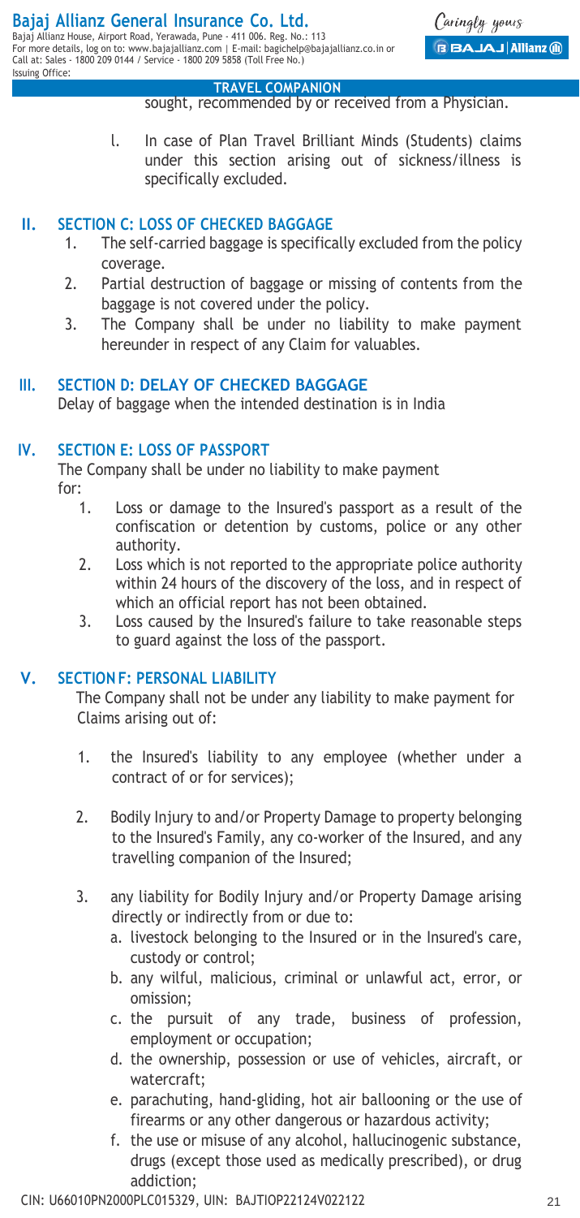sought, recommended by or received from a Physician.

l. In case of Plan Travel Brilliant Minds (Students) claims under this section arising out of sickness/illness is specifically excluded.

## II. SECTION C: LOSS OF CHECKED BAGGAGE

1. The self-carried baggage is specifically excluded from the policy coverage.
2. Partial destruction of baggage or missing of contents from the baggage is not covered under the policy.
3. The Company shall be under no liability to make payment hereunder in respect of any Claim for valuables.

## III. SECTION D: DELAY OF CHECKED BAGGAGE

Delay of baggage when the intended destination is in India

## IV. SECTION E: LOSS OF PASSPORT

The Company shall be under no liability to make payment for:

1. Loss or damage to the Insured's passport as a result of the confiscation or detention by customs, police or any other authority.
2. Loss which is not reported to the appropriate police authority within 24 hours of the discovery of the loss, and in respect of which an official report has not been obtained.
3. Loss caused by the Insured's failure to take reasonable steps to guard against the loss of the passport.

## V. SECTION F: PERSONAL LIABILITY

The Company shall not be under any liability to make payment for Claims arising out of:

1. the Insured's liability to any employee (whether under a contract of or for services);
2. Bodily Injury to and/or Property Damage to property belonging to the Insured's Family, any co-worker of the Insured, and any travelling companion of the Insured;
3. any liability for Bodily Injury and/or Property Damage arising directly or indirectly from or due to:
   a. livestock belonging to the Insured or in the Insured's care, custody or control;
   b. any wilful, malicious, criminal or unlawful act, error, or omission;
   c. the pursuit of any trade, business of profession, employment or occupation;
   d. the ownership, possession or use of vehicles, aircraft, or watercraft;
   e. parachuting, hand-gliding, hot air ballooning or the use of firearms or any other dangerous or hazardous activity;
   f. the use or misuse of any alcohol, hallucinogenic substance, drugs (except those used as medically prescribed), or drug addiction;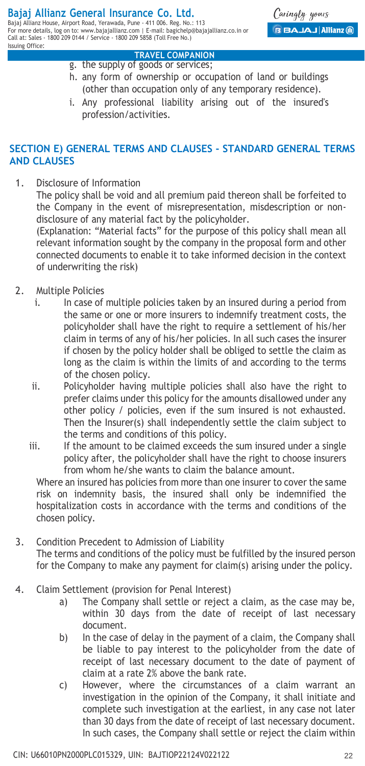g. the supply of goods or services;
h. any form of ownership or occupation of land or buildings (other than occupation only of any temporary residence).
i. Any professional liability arising out of the insured's profession/activities.

## SECTION E) GENERAL TERMS AND CLAUSES - STANDARD GENERAL TERMS AND CLAUSES

1. Disclosure of Information

   The policy shall be void and all premium paid thereon shall be forfeited to the Company in the event of misrepresentation, misdescription or non-disclosure of any material fact by the policyholder.

   (Explanation: "Material facts" for the purpose of this policy shall mean all relevant information sought by the company in the proposal form and other connected documents to enable it to take informed decision in the context of underwriting the risk)

2. Multiple Policies

   i. In case of multiple policies taken by an insured during a period from the same or one or more insurers to indemnify treatment costs, the policyholder shall have the right to require a settlement of his/her claim in terms of any of his/her policies. In all such cases the insurer if chosen by the policy holder shall be obliged to settle the claim as long as the claim is within the limits of and according to the terms of the chosen policy.

   ii. Policyholder having multiple policies shall also have the right to prefer claims under this policy for the amounts disallowed under any other policy / policies, even if the sum insured is not exhausted. Then the Insurer(s) shall independently settle the claim subject to the terms and conditions of this policy.

   iii. If the amount to be claimed exceeds the sum insured under a single policy after, the policyholder shall have the right to choose insurers from whom he/she wants to claim the balance amount.

   Where an insured has policies from more than one insurer to cover the same risk on indemnity basis, the insured shall only be indemnified the hospitalization costs in accordance with the terms and conditions of the chosen policy.

3. Condition Precedent to Admission of Liability

   The terms and conditions of the policy must be fulfilled by the insured person for the Company to make any payment for claim(s) arising under the policy.

4. Claim Settlement (provision for Penal Interest)

   a) The Company shall settle or reject a claim, as the case may be, within 30 days from the date of receipt of last necessary document.

   b) In the case of delay in the payment of a claim, the Company shall be liable to pay interest to the policyholder from the date of receipt of last necessary document to the date of payment of claim at a rate 2% above the bank rate.

   c) However, where the circumstances of a claim warrant an investigation in the opinion of the Company, it shall initiate and complete such investigation at the earliest, in any case not later than 30 days from the date of receipt of last necessary document. In such cases, the Company shall settle or reject the claim within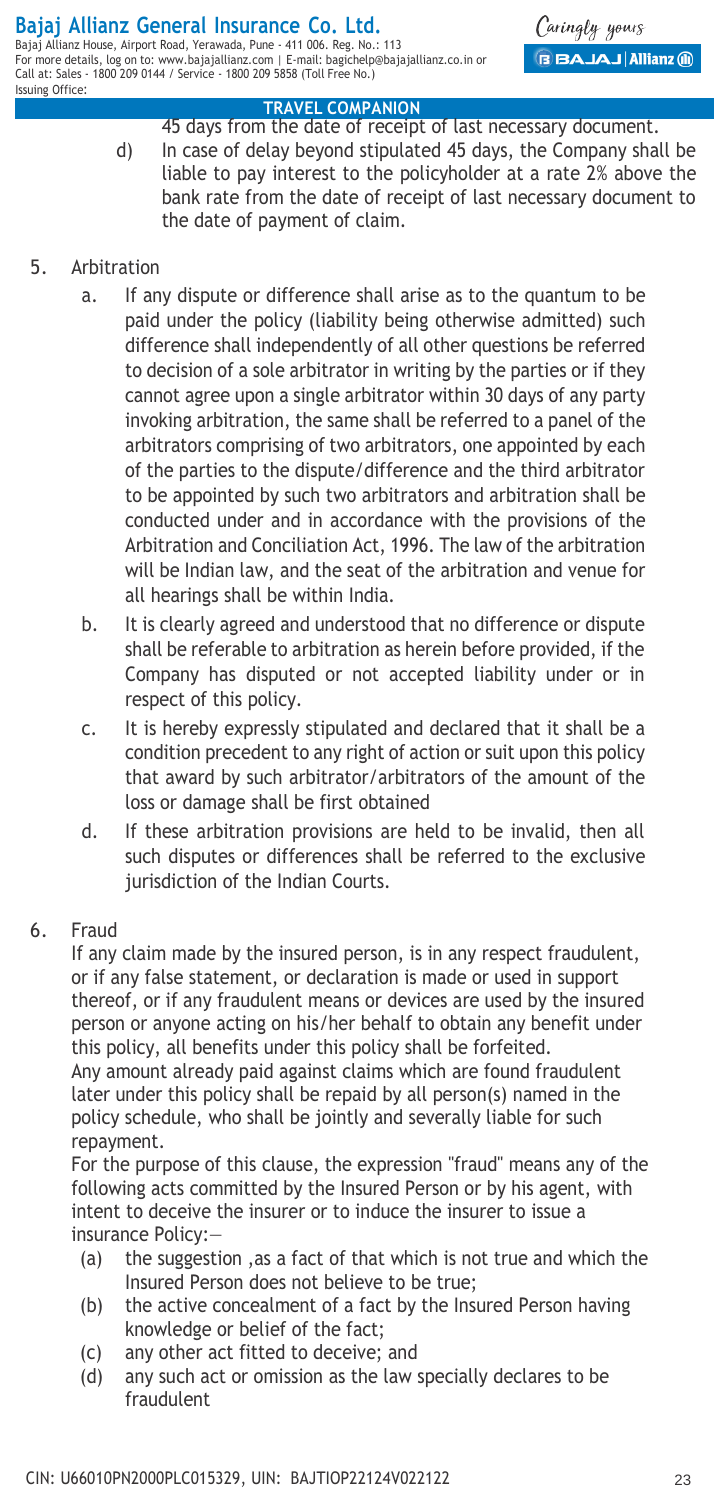45 days from the date of receipt of last necessary document.

d) In case of delay beyond stipulated 45 days, the Company shall be liable to pay interest to the policyholder at a rate 2% above the bank rate from the date of receipt of last necessary document to the date of payment of claim.

5. Arbitration

   a. If any dispute or difference shall arise as to the quantum to be paid under the policy (liability being otherwise admitted) such difference shall independently of all other questions be referred to decision of a sole arbitrator in writing by the parties or if they cannot agree upon a single arbitrator within 30 days of any party invoking arbitration, the same shall be referred to a panel of the arbitrators comprising of two arbitrators, one appointed by each of the parties to the dispute/difference and the third arbitrator to be appointed by such two arbitrators and arbitration shall be conducted under and in accordance with the provisions of the Arbitration and Conciliation Act, 1996. The law of the arbitration will be Indian law, and the seat of the arbitration and venue for all hearings shall be within India.

   b. It is clearly agreed and understood that no difference or dispute shall be referable to arbitration as herein before provided, if the Company has disputed or not accepted liability under or in respect of this policy.

   c. It is hereby expressly stipulated and declared that it shall be a condition precedent to any right of action or suit upon this policy that award by such arbitrator/arbitrators of the amount of the loss or damage shall be first obtained

   d. If these arbitration provisions are held to be invalid, then all such disputes or differences shall be referred to the exclusive jurisdiction of the Indian Courts.

6. Fraud

   If any claim made by the insured person, is in any respect fraudulent, or if any false statement, or declaration is made or used in support thereof, or if any fraudulent means or devices are used by the insured person or anyone acting on his/her behalf to obtain any benefit under this policy, all benefits under this policy shall be forfeited.

   Any amount already paid against claims which are found fraudulent later under this policy shall be repaid by all person(s) named in the policy schedule, who shall be jointly and severally liable for such repayment.

   For the purpose of this clause, the expression "fraud" means any of the following acts committed by the Insured Person or by his agent, with intent to deceive the insurer or to induce the insurer to issue a insurance Policy:—

   (a) the suggestion ,as a fact of that which is not true and which the Insured Person does not believe to be true;
   (b) the active concealment of a fact by the Insured Person having knowledge or belief of the fact;
   (c) any other act fitted to deceive; and
   (d) any such act or omission as the law specially declares to be fraudulent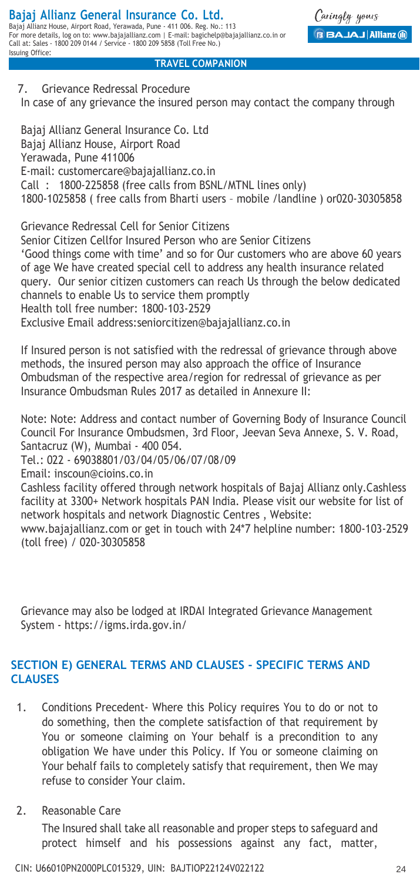7. Grievance Redressal Procedure

In case of any grievance the insured person may contact the company through

Bajaj Allianz General Insurance Co. Ltd
Bajaj Allianz House, Airport Road
Yerawada, Pune 411006
E-mail: customercare@bajajallianz.co.in
Call : 1800-225858 (free calls from BSNL/MTNL lines only)
1800-1025858 ( free calls from Bharti users – mobile /landline ) or020-30305858

Grievance Redressal Cell for Senior Citizens
Senior Citizen Cellfor Insured Person who are Senior Citizens
'Good things come with time' and so for Our customers who are above 60 years of age We have created special cell to address any health insurance related query. Our senior citizen customers can reach Us through the below dedicated channels to enable Us to service them promptly
Health toll free number: 1800-103-2529
Exclusive Email address:seniorcitizen@bajajallianz.co.in

If Insured person is not satisfied with the redressal of grievance through above methods, the insured person may also approach the office of Insurance Ombudsman of the respective area/region for redressal of grievance as per Insurance Ombudsman Rules 2017 as detailed in Annexure II:

Note: Note: Address and contact number of Governing Body of Insurance Council Council For Insurance Ombudsmen, 3rd Floor, Jeevan Seva Annexe, S. V. Road, Santacruz (W), Mumbai - 400 054.
Tel.: 022 - 69038801/03/04/05/06/07/08/09
Email: inscoun@cioins.co.in
Cashless facility offered through network hospitals of Bajaj Allianz only.Cashless facility at 3300+ Network hospitals PAN India. Please visit our website for list of network hospitals and network Diagnostic Centres , Website:
www.bajajallianz.com or get in touch with 24*7 helpline number: 1800-103-2529 (toll free) / 020-30305858

Grievance may also be lodged at IRDAI Integrated Grievance Management System - https://igms.irda.gov.in/

## SECTION E) GENERAL TERMS AND CLAUSES - SPECIFIC TERMS AND CLAUSES

1. Conditions Precedent- Where this Policy requires You to do or not to do something, then the complete satisfaction of that requirement by You or someone claiming on Your behalf is a precondition to any obligation We have under this Policy. If You or someone claiming on Your behalf fails to completely satisfy that requirement, then We may refuse to consider Your claim.

2. Reasonable Care

   The Insured shall take all reasonable and proper steps to safeguard and protect himself and his possessions against any fact, matter,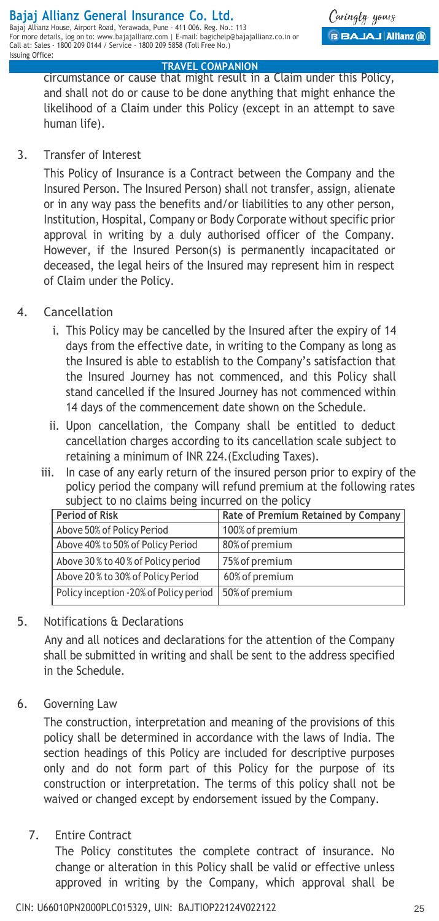circumstance or cause that might result in a Claim under this Policy, and shall not do or cause to be done anything that might enhance the likelihood of a Claim under this Policy (except in an attempt to save human life).

3. Transfer of Interest

   This Policy of Insurance is a Contract between the Company and the Insured Person. The Insured Person) shall not transfer, assign, alienate or in any way pass the benefits and/or liabilities to any other person, Institution, Hospital, Company or Body Corporate without specific prior approval in writing by a duly authorised officer of the Company. However, if the Insured Person(s) is permanently incapacitated or deceased, the legal heirs of the Insured may represent him in respect of Claim under the Policy.

4. Cancellation

   i. This Policy may be cancelled by the Insured after the expiry of 14 days from the effective date, in writing to the Company as long as the Insured is able to establish to the Company's satisfaction that the Insured Journey has not commenced, and this Policy shall stand cancelled if the Insured Journey has not commenced within 14 days of the commencement date shown on the Schedule.

   ii. Upon cancellation, the Company shall be entitled to deduct cancellation charges according to its cancellation scale subject to retaining a minimum of INR 224.(Excluding Taxes).

   iii. In case of any early return of the insured person prior to expiry of the policy period the company will refund premium at the following rates subject to no claims being incurred on the policy

| Period of Risk | Rate of Premium Retained by Company |
|---|---|
| Above 50% of Policy Period | 100% of premium |
| Above 40% to 50% of Policy Period | 80% of premium |
| Above 30 % to 40 % of Policy period | 75% of premium |
| Above 20 % to 30% of Policy Period | 60% of premium |
| Policy inception -20% of Policy period | 50% of premium |

5. Notifications & Declarations

   Any and all notices and declarations for the attention of the Company shall be submitted in writing and shall be sent to the address specified in the Schedule.

6. Governing Law

   The construction, interpretation and meaning of the provisions of this policy shall be determined in accordance with the laws of India. The section headings of this Policy are included for descriptive purposes only and do not form part of this Policy for the purpose of its construction or interpretation. The terms of this policy shall not be waived or changed except by endorsement issued by the Company.

7. Entire Contract

   The Policy constitutes the complete contract of insurance. No change or alteration in this Policy shall be valid or effective unless approved in writing by the Company, which approval shall be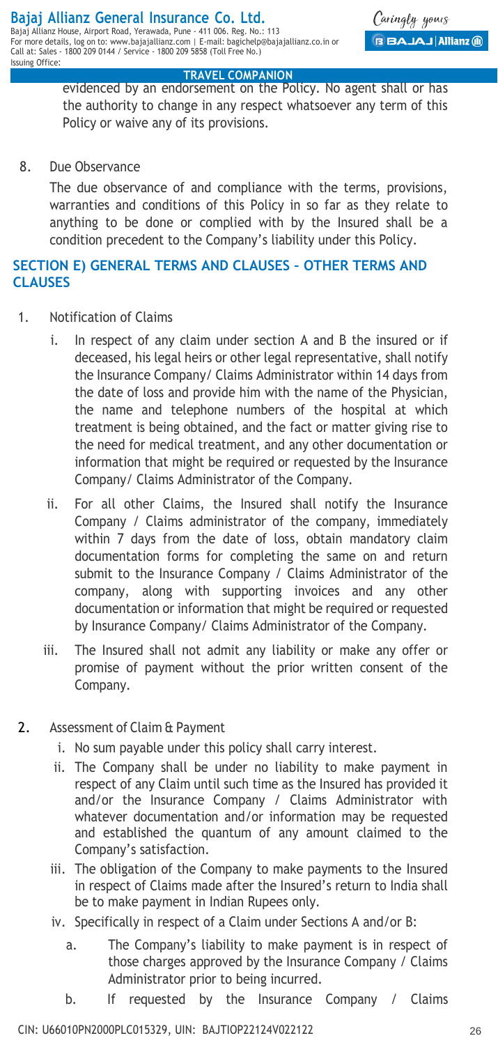evidenced by an endorsement on the Policy. No agent shall or has the authority to change in any respect whatsoever any term of this Policy or waive any of its provisions.

8. Due Observance

   The due observance of and compliance with the terms, provisions, warranties and conditions of this Policy in so far as they relate to anything to be done or complied with by the Insured shall be a condition precedent to the Company's liability under this Policy.

## SECTION E) GENERAL TERMS AND CLAUSES – OTHER TERMS AND CLAUSES

1. Notification of Claims

   i. In respect of any claim under section A and B the insured or if deceased, his legal heirs or other legal representative, shall notify the Insurance Company/ Claims Administrator within 14 days from the date of loss and provide him with the name of the Physician, the name and telephone numbers of the hospital at which treatment is being obtained, and the fact or matter giving rise to the need for medical treatment, and any other documentation or information that might be required or requested by the Insurance Company/ Claims Administrator of the Company.

   ii. For all other Claims, the Insured shall notify the Insurance Company / Claims administrator of the company, immediately within 7 days from the date of loss, obtain mandatory claim documentation forms for completing the same on and return submit to the Insurance Company / Claims Administrator of the company, along with supporting invoices and any other documentation or information that might be required or requested by Insurance Company/ Claims Administrator of the Company.

   iii. The Insured shall not admit any liability or make any offer or promise of payment without the prior written consent of the Company.

2. Assessment of Claim & Payment

   i. No sum payable under this policy shall carry interest.

   ii. The Company shall be under no liability to make payment in respect of any Claim until such time as the Insured has provided it and/or the Insurance Company / Claims Administrator with whatever documentation and/or information may be requested and established the quantum of any amount claimed to the Company's satisfaction.

   iii. The obligation of the Company to make payments to the Insured in respect of Claims made after the Insured's return to India shall be to make payment in Indian Rupees only.

   iv. Specifically in respect of a Claim under Sections A and/or B:

      a. The Company's liability to make payment is in respect of those charges approved by the Insurance Company / Claims Administrator prior to being incurred.

      b. If requested by the Insurance Company / Claims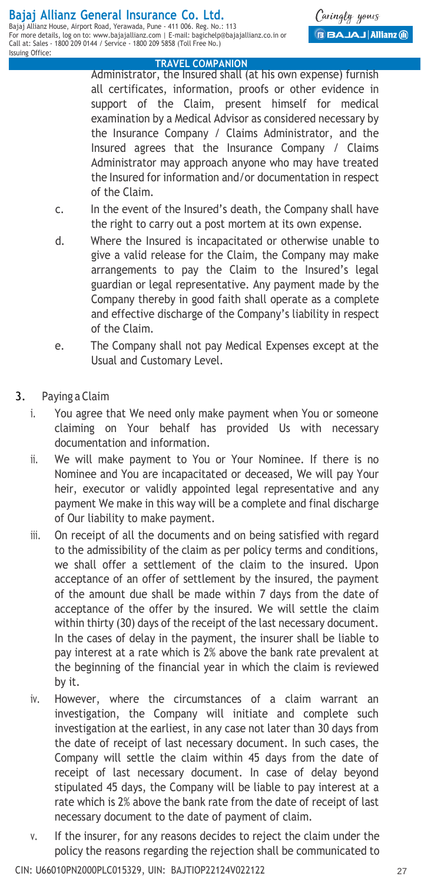Administrator, the Insured shall (at his own expense) furnish all certificates, information, proofs or other evidence in support of the Claim, present himself for medical examination by a Medical Advisor as considered necessary by the Insurance Company / Claims Administrator, and the Insured agrees that the Insurance Company / Claims Administrator may approach anyone who may have treated the Insured for information and/or documentation in respect of the Claim.

c. In the event of the Insured's death, the Company shall have the right to carry out a post mortem at its own expense.

d. Where the Insured is incapacitated or otherwise unable to give a valid release for the Claim, the Company may make arrangements to pay the Claim to the Insured's legal guardian or legal representative. Any payment made by the Company thereby in good faith shall operate as a complete and effective discharge of the Company's liability in respect of the Claim.

e. The Company shall not pay Medical Expenses except at the Usual and Customary Level.

3. Paying a Claim

i. You agree that We need only make payment when You or someone claiming on Your behalf has provided Us with necessary documentation and information.

ii. We will make payment to You or Your Nominee. If there is no Nominee and You are incapacitated or deceased, We will pay Your heir, executor or validly appointed legal representative and any payment We make in this way will be a complete and final discharge of Our liability to make payment.

iii. On receipt of all the documents and on being satisfied with regard to the admissibility of the claim as per policy terms and conditions, we shall offer a settlement of the claim to the insured. Upon acceptance of an offer of settlement by the insured, the payment of the amount due shall be made within 7 days from the date of acceptance of the offer by the insured. We will settle the claim within thirty (30) days of the receipt of the last necessary document. In the cases of delay in the payment, the insurer shall be liable to pay interest at a rate which is 2% above the bank rate prevalent at the beginning of the financial year in which the claim is reviewed by it.

iv. However, where the circumstances of a claim warrant an investigation, the Company will initiate and complete such investigation at the earliest, in any case not later than 30 days from the date of receipt of last necessary document. In such cases, the Company will settle the claim within 45 days from the date of receipt of last necessary document. In case of delay beyond stipulated 45 days, the Company will be liable to pay interest at a rate which is 2% above the bank rate from the date of receipt of last necessary document to the date of payment of claim.

v. If the insurer, for any reasons decides to reject the claim under the policy the reasons regarding the rejection shall be communicated to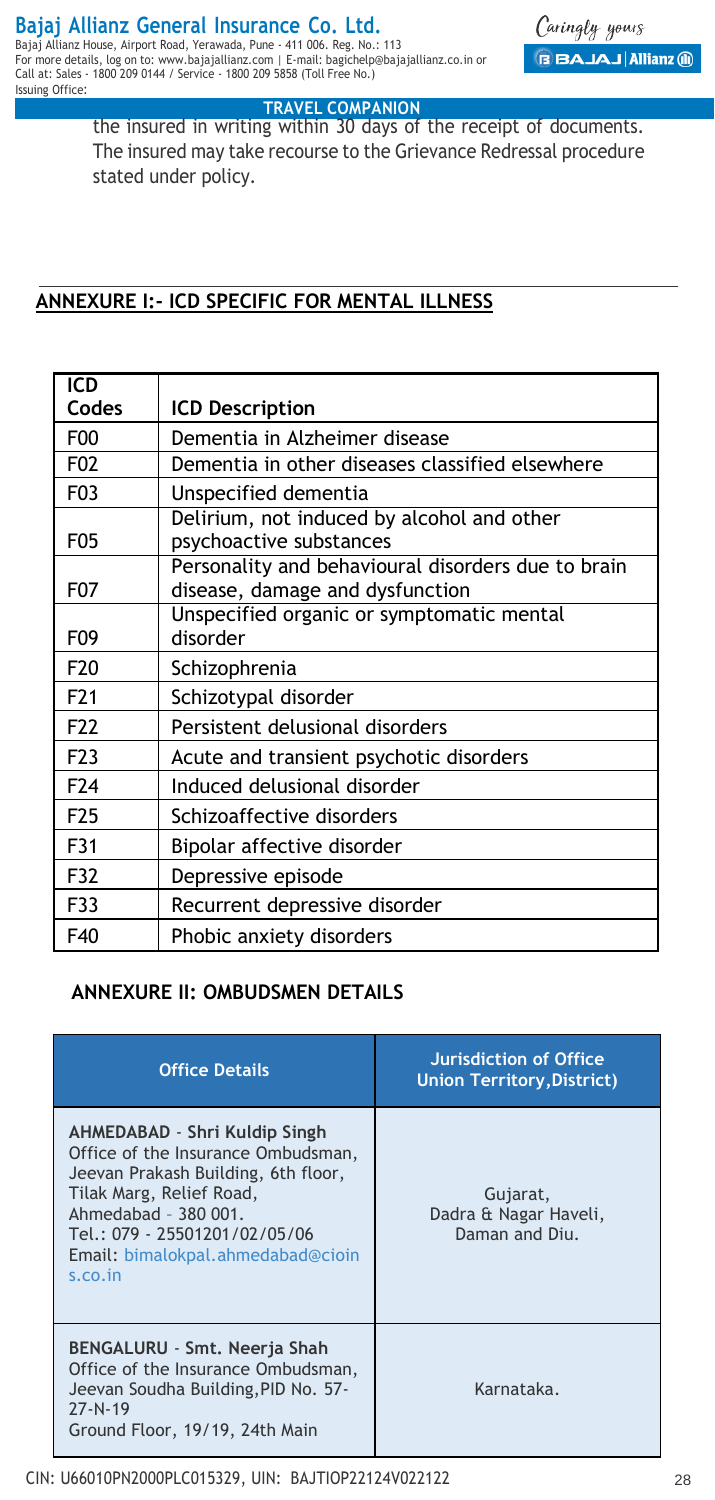the insured in writing within 30 days of the receipt of documents. The insured may take recourse to the Grievance Redressal procedure stated under policy.

## ANNEXURE I:- ICD SPECIFIC FOR MENTAL ILLNESS

| ICD Codes | ICD Description |
|---|---|
| F00 | Dementia in Alzheimer disease |
| F02 | Dementia in other diseases classified elsewhere |
| F03 | Unspecified dementia |
| F05 | Delirium, not induced by alcohol and other psychoactive substances |
| F07 | Personality and behavioural disorders due to brain disease, damage and dysfunction |
| F09 | Unspecified organic or symptomatic mental disorder |
| F20 | Schizophrenia |
| F21 | Schizotypal disorder |
| F22 | Persistent delusional disorders |
| F23 | Acute and transient psychotic disorders |
| F24 | Induced delusional disorder |
| F25 | Schizoaffective disorders |
| F31 | Bipolar affective disorder |
| F32 | Depressive episode |
| F33 | Recurrent depressive disorder |
| F40 | Phobic anxiety disorders |

## ANNEXURE II: OMBUDSMEN DETAILS

| Office Details | Jurisdiction of Office Union Territory,District) |
|---|---|
| **AHMEDABAD - Shri Kuldip Singh** Office of the Insurance Ombudsman, Jeevan Prakash Building, 6th floor, Tilak Marg, Relief Road, Ahmedabad – 380 001. Tel.: 079 - 25501201/02/05/06 Email: bimalokpal.ahmedabad@cioins.co.in | Gujarat, Dadra & Nagar Haveli, Daman and Diu. |
| **BENGALURU - Smt. Neerja Shah** Office of the Insurance Ombudsman, Jeevan Soudha Building,PID No. 57-27-N-19 Ground Floor, 19/19, 24th Main | Karnataka. |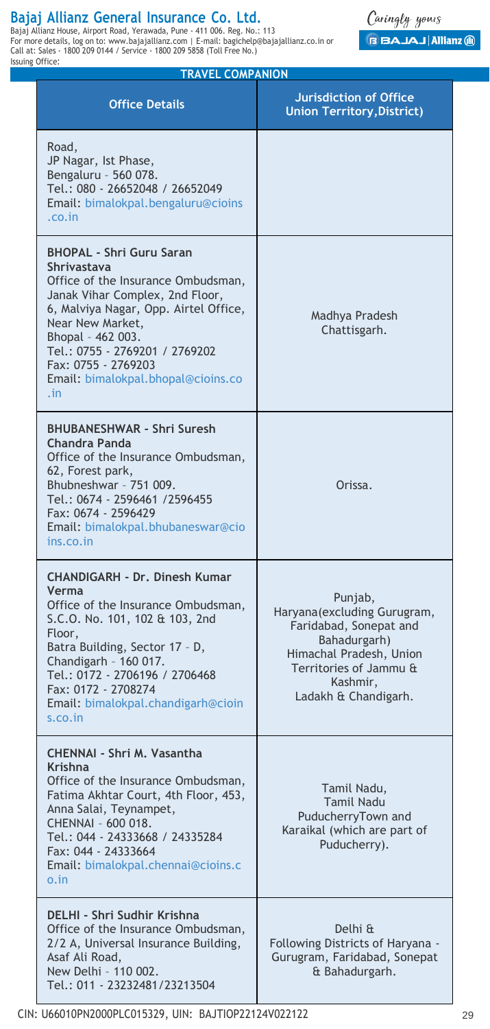| Office Details | Jurisdiction of Office Union Territory,District) |
|---|---|
| Road, JP Nagar, Ist Phase, Bengaluru – 560 078. Tel.: 080 - 26652048 / 26652049 Email: bimalokpal.bengaluru@cioins.co.in | |
| **BHOPAL - Shri Guru Saran Shrivastava** Office of the Insurance Ombudsman, Janak Vihar Complex, 2nd Floor, 6, Malviya Nagar, Opp. Airtel Office, Near New Market, Bhopal – 462 003. Tel.: 0755 - 2769201 / 2769202 Fax: 0755 - 2769203 Email: bimalokpal.bhopal@cioins.co.in | Madhya Pradesh Chattisgarh. |
| **BHUBANESHWAR - Shri Suresh Chandra Panda** Office of the Insurance Ombudsman, 62, Forest park, Bhubneshwar – 751 009. Tel.: 0674 - 2596461 /2596455 Fax: 0674 - 2596429 Email: bimalokpal.bhubaneswar@cioins.co.in | Orissa. |
| **CHANDIGARH - Dr. Dinesh Kumar Verma** Office of the Insurance Ombudsman, S.C.O. No. 101, 102 & 103, 2nd Floor, Batra Building, Sector 17 – D, Chandigarh – 160 017. Tel.: 0172 - 2706196 / 2706468 Fax: 0172 - 2708274 Email: bimalokpal.chandigarh@cioins.co.in | Punjab, Haryana(excluding Gurugram, Faridabad, Sonepat and Bahadurgarh) Himachal Pradesh, Union Territories of Jammu & Kashmir, Ladakh & Chandigarh. |
| **CHENNAI - Shri M. Vasantha Krishna** Office of the Insurance Ombudsman, Fatima Akhtar Court, 4th Floor, 453, Anna Salai, Teynampet, CHENNAI – 600 018. Tel.: 044 - 24333668 / 24335284 Fax: 044 - 24333664 Email: bimalokpal.chennai@cioins.co.in | Tamil Nadu, Tamil Nadu PuducherryTown and Karaikal (which are part of Puducherry). |
| **DELHI - Shri Sudhir Krishna** Office of the Insurance Ombudsman, 2/2 A, Universal Insurance Building, Asaf Ali Road, New Delhi – 110 002. Tel.: 011 - 23232481/23213504 | Delhi & Following Districts of Haryana - Gurugram, Faridabad, Sonepat & Bahadurgarh. |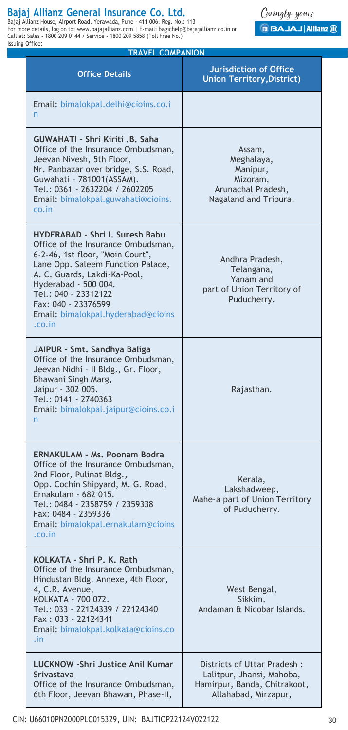**TRAVEL COMPANION**

| Office Details | Jurisdiction of Office Union Territory,District) |
|---|---|
| Email: bimalokpal.delhi@cioins.co.in | |
| **GUWAHATI - Shri Kiriti .B. Saha** Office of the Insurance Ombudsman, Jeevan Nivesh, 5th Floor, Nr. Panbazar over bridge, S.S. Road, Guwahati – 781001(ASSAM). Tel.: 0361 - 2632204 / 2602205 Email: bimalokpal.guwahati@cioins.co.in | Assam, Meghalaya, Manipur, Mizoram, Arunachal Pradesh, Nagaland and Tripura. |
| **HYDERABAD - Shri I. Suresh Babu** Office of the Insurance Ombudsman, 6-2-46, 1st floor, "Moin Court", Lane Opp. Saleem Function Palace, A. C. Guards, Lakdi-Ka-Pool, Hyderabad - 500 004. Tel.: 040 - 23312122 Fax: 040 - 23376599 Email: bimalokpal.hyderabad@cioins.co.in | Andhra Pradesh, Telangana, Yanam and part of Union Territory of Puducherry. |
| **JAIPUR - Smt. Sandhya Baliga** Office of the Insurance Ombudsman, Jeevan Nidhi – II Bldg., Gr. Floor, Bhawani Singh Marg, Jaipur - 302 005. Tel.: 0141 - 2740363 Email: bimalokpal.jaipur@cioins.co.in | Rajasthan. |
| **ERNAKULAM - Ms. Poonam Bodra** Office of the Insurance Ombudsman, 2nd Floor, Pulinat Bldg., Opp. Cochin Shipyard, M. G. Road, Ernakulam - 682 015. Tel.: 0484 - 2358759 / 2359338 Fax: 0484 - 2359336 Email: bimalokpal.ernakulam@cioins.co.in | Kerala, Lakshadweep, Mahe-a part of Union Territory of Puducherry. |
| **KOLKATA - Shri P. K. Rath** Office of the Insurance Ombudsman, Hindustan Bldg. Annexe, 4th Floor, 4, C.R. Avenue, KOLKATA - 700 072. Tel.: 033 - 22124339 / 22124340 Fax : 033 - 22124341 Email: bimalokpal.kolkata@cioins.co.in | West Bengal, Sikkim, Andaman & Nicobar Islands. |
| **LUCKNOW -Shri Justice Anil Kumar Srivastava** Office of the Insurance Ombudsman, 6th Floor, Jeevan Bhawan, Phase-II, | Districts of Uttar Pradesh : Lalitpur, Jhansi, Mahoba, Hamirpur, Banda, Chitrakoot, Allahabad, Mirzapur, |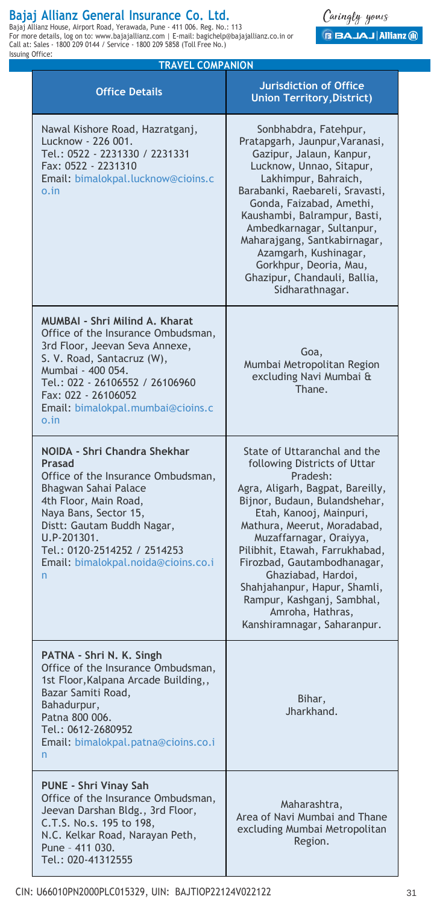| Office Details | Jurisdiction of Office Union Territory,District) |
|---|---|
| Nawal Kishore Road, Hazratganj, Lucknow - 226 001. Tel.: 0522 - 2231330 / 2231331 Fax: 0522 - 2231310 Email: bimalokpal.lucknow@cioins.co.in | Sonbhabdra, Fatehpur, Pratapgarh, Jaunpur, Varanasi, Gazipur, Jalaun, Kanpur, Lucknow, Unnao, Sitapur, Lakhimpur, Bahraich, Barabanki, Raebareli, Sravasti, Gonda, Faizabad, Amethi, Kaushambi, Balrampur, Basti, Ambedkarnagar, Sultanpur, Maharajgang, Santkabirnagar, Azamgarh, Kushinagar, Gorkhpur, Deoria, Mau, Ghazipur, Chandauli, Ballia, Sidharathnagar. |
| **MUMBAI - Shri Milind A. Kharat** Office of the Insurance Ombudsman, 3rd Floor, Jeevan Seva Annexe, S. V. Road, Santacruz (W), Mumbai - 400 054. Tel.: 022 - 26106552 / 26106960 Fax: 022 - 26106052 Email: bimalokpal.mumbai@cioins.co.in | Goa, Mumbai Metropolitan Region excluding Navi Mumbai & Thane. |
| **NOIDA - Shri Chandra Shekhar Prasad** Office of the Insurance Ombudsman, Bhagwan Sahai Palace 4th Floor, Main Road, Naya Bans, Sector 15, Distt: Gautam Buddh Nagar, U.P-201301. Tel.: 0120-2514252 / 2514253 Email: bimalokpal.noida@cioins.co.in | State of Uttaranchal and the following Districts of Uttar Pradesh: Agra, Aligarh, Bagpat, Bareilly, Bijnor, Budaun, Bulandshehar, Etah, Kanooj, Mainpuri, Mathura, Meerut, Moradabad, Muzaffarnagar, Oraiyya, Pilibhit, Etawah, Farrukhabad, Firozbad, Gautambodhanagar, Ghaziabad, Hardoi, Shahjahanpur, Hapur, Shamli, Rampur, Kashganj, Sambhal, Amroha, Hathras, Kanshiramnagar, Saharanpur. |
| **PATNA - Shri N. K. Singh** Office of the Insurance Ombudsman, 1st Floor,Kalpana Arcade Building,, Bazar Samiti Road, Bahadurpur, Patna 800 006. Tel.: 0612-2680952 Email: bimalokpal.patna@cioins.co.in | Bihar, Jharkhand. |
| **PUNE - Shri Vinay Sah** Office of the Insurance Ombudsman, Jeevan Darshan Bldg., 3rd Floor, C.T.S. No.s. 195 to 198, N.C. Kelkar Road, Narayan Peth, Pune – 411 030. Tel.: 020-41312555 | Maharashtra, Area of Navi Mumbai and Thane excluding Mumbai Metropolitan Region. |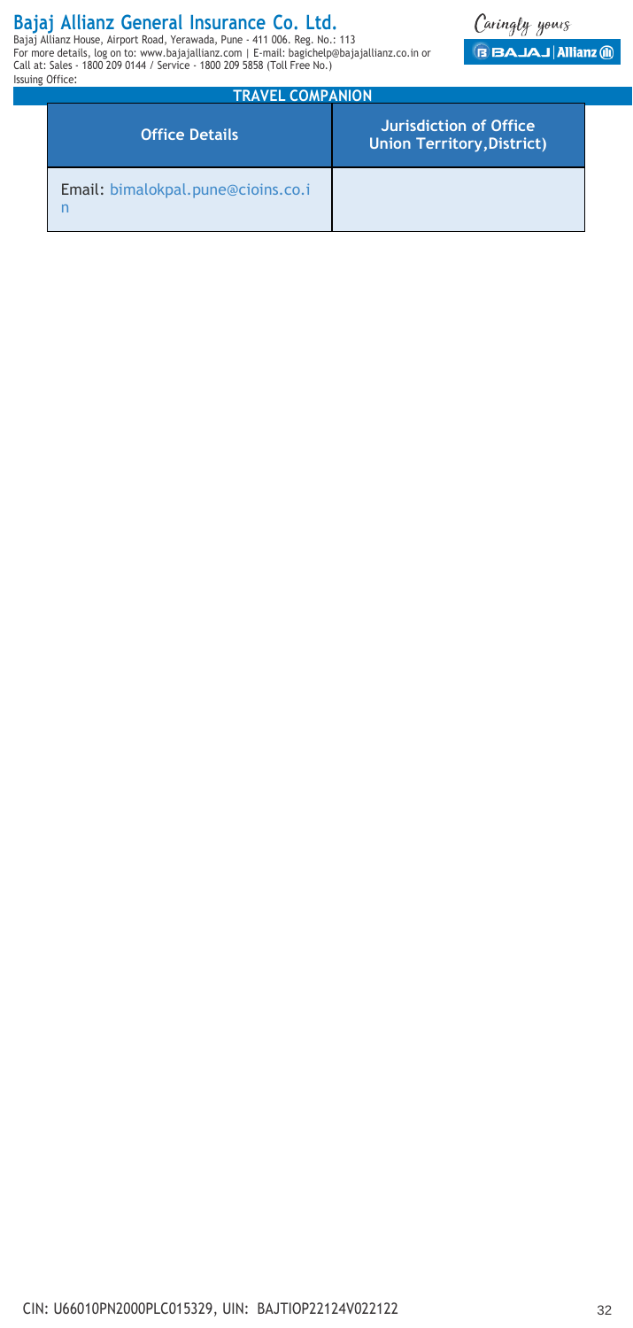| Office Details | Jurisdiction of Office Union Territory,District) |
|---|---|
| Email: bimalokpal.pune@cioins.co.in | |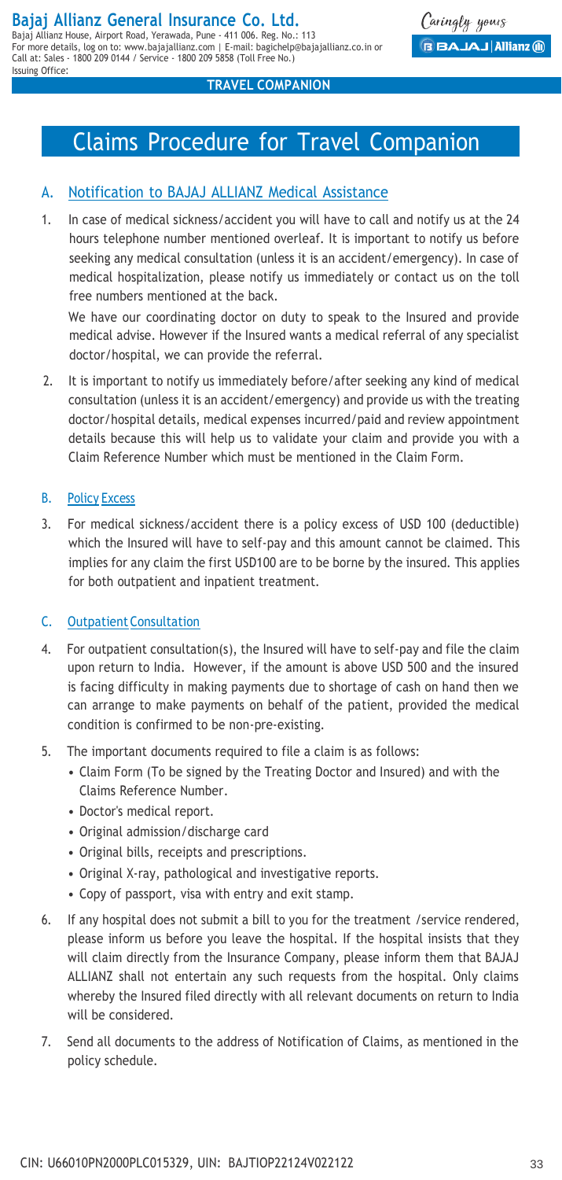# Claims Procedure for Travel Companion

## A. Notification to BAJAJ ALLIANZ Medical Assistance

1. In case of medical sickness/accident you will have to call and notify us at the 24 hours telephone number mentioned overleaf. It is important to notify us before seeking any medical consultation (unless it is an accident/emergency). In case of medical hospitalization, please notify us immediately or contact us on the toll free numbers mentioned at the back.

   We have our coordinating doctor on duty to speak to the Insured and provide medical advise. However if the Insured wants a medical referral of any specialist doctor/hospital, we can provide the referral.

2. It is important to notify us immediately before/after seeking any kind of medical consultation (unless it is an accident/emergency) and provide us with the treating doctor/hospital details, medical expenses incurred/paid and review appointment details because this will help us to validate your claim and provide you with a Claim Reference Number which must be mentioned in the Claim Form.

## B. Policy Excess

3. For medical sickness/accident there is a policy excess of USD 100 (deductible) which the Insured will have to self-pay and this amount cannot be claimed. This implies for any claim the first USD100 are to be borne by the insured. This applies for both outpatient and inpatient treatment.

## C. Outpatient Consultation

4. For outpatient consultation(s), the Insured will have to self-pay and file the claim upon return to India. However, if the amount is above USD 500 and the insured is facing difficulty in making payments due to shortage of cash on hand then we can arrange to make payments on behalf of the patient, provided the medical condition is confirmed to be non-pre-existing.

5. The important documents required to file a claim is as follows:
   - Claim Form (To be signed by the Treating Doctor and Insured) and with the Claims Reference Number.
   - Doctor's medical report.
   - Original admission/discharge card
   - Original bills, receipts and prescriptions.
   - Original X-ray, pathological and investigative reports.
   - Copy of passport, visa with entry and exit stamp.

6. If any hospital does not submit a bill to you for the treatment /service rendered, please inform us before you leave the hospital. If the hospital insists that they will claim directly from the Insurance Company, please inform them that BAJAJ ALLIANZ shall not entertain any such requests from the hospital. Only claims whereby the Insured filed directly with all relevant documents on return to India will be considered.

7. Send all documents to the address of Notification of Claims, as mentioned in the policy schedule.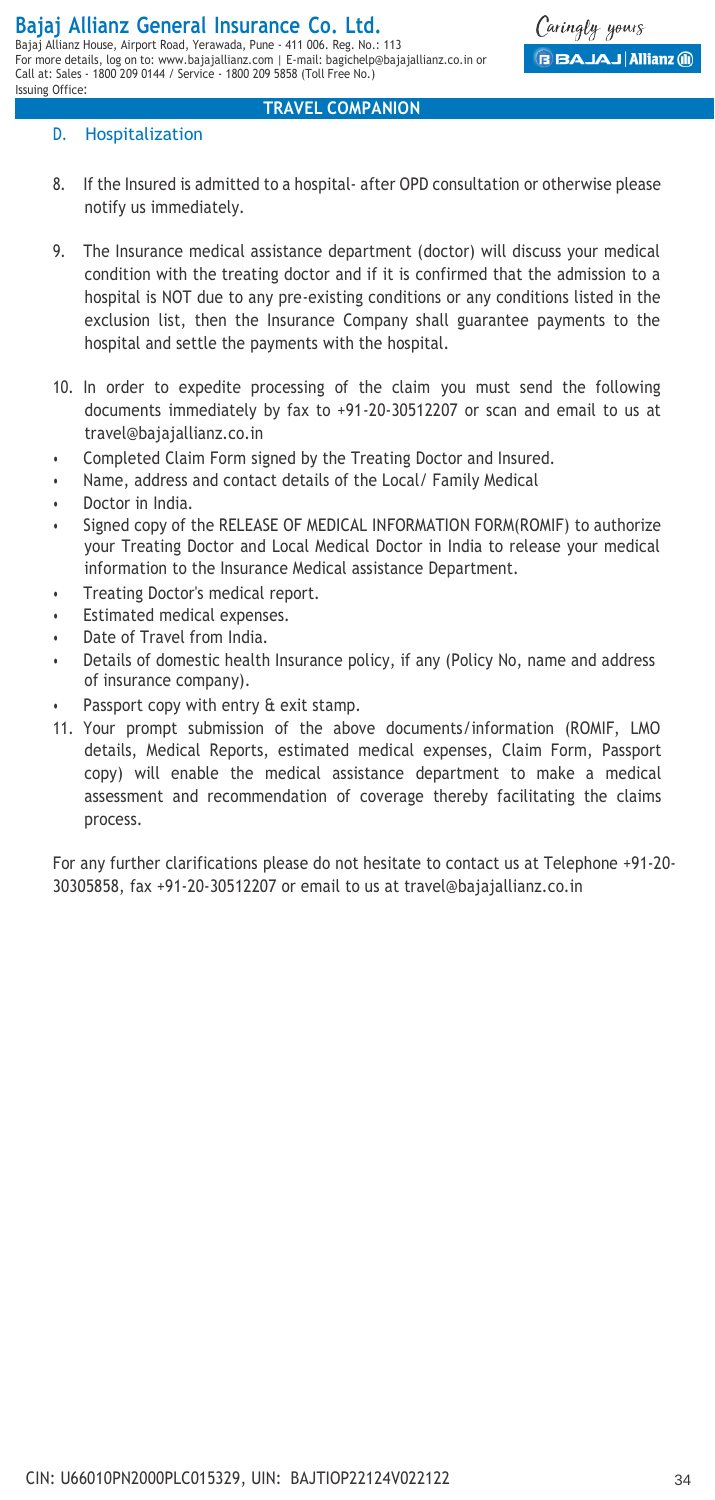## D. Hospitalization

8. If the Insured is admitted to a hospital- after OPD consultation or otherwise please notify us immediately.

9. The Insurance medical assistance department (doctor) will discuss your medical condition with the treating doctor and if it is confirmed that the admission to a hospital is NOT due to any pre-existing conditions or any conditions listed in the exclusion list, then the Insurance Company shall guarantee payments to the hospital and settle the payments with the hospital.

10. In order to expedite processing of the claim you must send the following documents immediately by fax to +91-20-30512207 or scan and email to us at travel@bajajallianz.co.in

- Completed Claim Form signed by the Treating Doctor and Insured.
- Name, address and contact details of the Local/ Family Medical
- Doctor in India.
- Signed copy of the RELEASE OF MEDICAL INFORMATION FORM(ROMIF) to authorize your Treating Doctor and Local Medical Doctor in India to release your medical information to the Insurance Medical assistance Department.
- Treating Doctor's medical report.
- Estimated medical expenses.
- Date of Travel from India.
- Details of domestic health Insurance policy, if any (Policy No, name and address of insurance company).
- Passport copy with entry & exit stamp.

11. Your prompt submission of the above documents/information (ROMIF, LMO details, Medical Reports, estimated medical expenses, Claim Form, Passport copy) will enable the medical assistance department to make a medical assessment and recommendation of coverage thereby facilitating the claims process.

For any further clarifications please do not hesitate to contact us at Telephone +91-20-30305858, fax +91-20-30512207 or email to us at travel@bajajallianz.co.in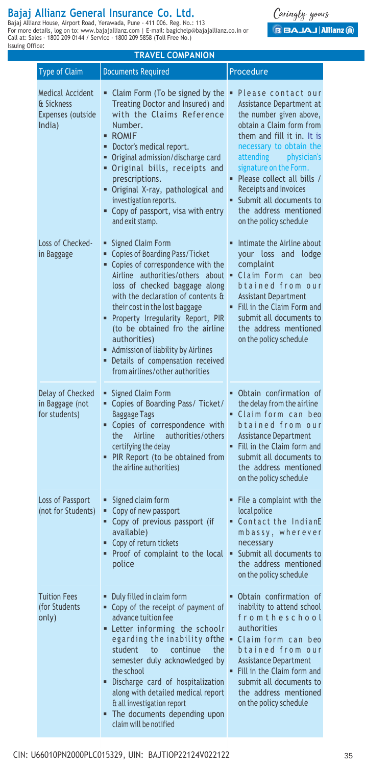# Bajaj Allianz General Insurance Co. Ltd.

Bajaj Allianz House, Airport Road, Yerawada, Pune - 411 006. Reg. No.: 113
For more details, log on to: www.bajajallianz.com | E-mail: bagichelp@bajajallianz.co.in or
Call at: Sales - 1800 209 0144 / Service - 1800 209 5858 (Toll Free No.)
Issuing Office:

Caringly yours

## TRAVEL COMPANION

| Type of Claim | Documents Required | Procedure |
|---|---|---|
| Medical Accident & Sickness Expenses (outside India) | ▪ Claim Form (To be signed by the Treating Doctor and Insured) and with the Claims Reference Number.<br>▪ ROMIF<br>▪ Doctor's medical report.<br>▪ Original admission/discharge card<br>▪ Original bills, receipts and prescriptions.<br>▪ Original X-ray, pathological and investigation reports.<br>▪ Copy of passport, visa with entry and exit stamp. | ▪ Please contact our Assistance Department at the number given above, obtain a Claim form from them and fill it in. It is necessary to obtain the attending physician's signature on the Form.<br>▪ Please collect all bills / Receipts and Invoices<br>▪ Submit all documents to the address mentioned on the policy schedule |
| Loss of Checked-in Baggage | ▪ Signed Claim Form<br>▪ Copies of Boarding Pass/Ticket<br>▪ Copies of correspondence with the Airline authorities/others about loss of checked baggage along with the declaration of contents & their cost in the lost baggage<br>▪ Property Irregularity Report, PIR (to be obtained fro the airline authorities)<br>▪ Admission of liability by Airlines<br>▪ Details of compensation received from airlines/other authorities | ▪ Intimate the Airline about your loss and lodge complaint<br>▪ Claim Form can beo btained from our Assistant Department<br>▪ Fill in the Claim Form and submit all documents to the address mentioned on the policy schedule |
| Delay of Checked in Baggage (not for students) | ▪ Signed Claim Form<br>▪ Copies of Boarding Pass/ Ticket/ Baggage Tags<br>▪ Copies of correspondence with the Airline authorities/others certifying the delay<br>▪ PIR Report (to be obtained from the airline authorities) | ▪ Obtain confirmation of the delay from the airline<br>▪ Claim form can beo btained from our Assistance Department<br>▪ Fill in the Claim form and submit all documents to the address mentioned on the policy schedule |
| Loss of Passport (not for Students) | ▪ Signed claim form<br>▪ Copy of new passport<br>▪ Copy of previous passport (if available)<br>▪ Copy of return tickets<br>▪ Proof of complaint to the local police | ▪ File a complaint with the local police<br>▪ Contact the IndianE mbassy, wherever necessary<br>▪ Submit all documents to the address mentioned on the policy schedule |
| Tuition Fees (for Students only) | ▪ Duly filled in claim form<br>▪ Copy of the receipt of payment of advance tuition fee<br>▪ Letter informing the schoolr egarding the inability ofthe student to continue the semester duly acknowledged by the school<br>▪ Discharge card of hospitalization along with detailed medical report & all investigation report<br>▪ The documents depending upon claim will be notified | ▪ Obtain confirmation of inability to attend school fromtheschool authorities<br>▪ Claim form can beo btained from our Assistance Department<br>▪ Fill in the Claim form and submit all documents to the address mentioned on the policy schedule |

CIN: U66010PN2000PLC015329, UIN: BAJTIOP22124V022122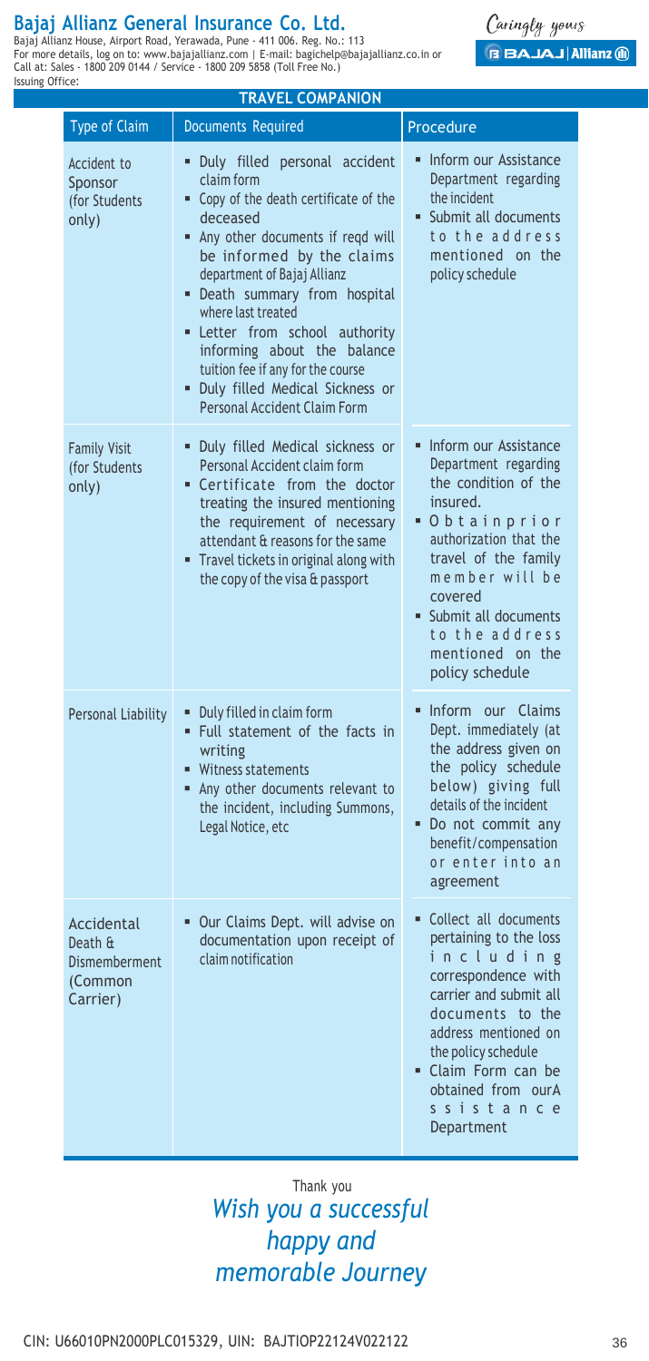# Bajaj Allianz General Insurance Co. Ltd.

Bajaj Allianz House, Airport Road, Yerawada, Pune - 411 006. Reg. No.: 113
For more details, log on to: www.bajajallianz.com | E-mail: bagichelp@bajajallianz.co.in or
Call at: Sales - 1800 209 0144 / Service - 1800 209 5858 (Toll Free No.)
Issuing Office:

Caringly yours

## TRAVEL COMPANION

| Type of Claim | Documents Required | Procedure |
|---|---|---|
| Accident to Sponsor (for Students only) | ▪ Duly filled personal accident claim form<br>▪ Copy of the death certificate of the deceased<br>▪ Any other documents if reqd will be informed by the claims department of Bajaj Allianz<br>▪ Death summary from hospital where last treated<br>▪ Letter from school authority informing about the balance tuition fee if any for the course<br>▪ Duly filled Medical Sickness or Personal Accident Claim Form | ▪ Inform our Assistance Department regarding the incident<br>▪ Submit all documents to the address mentioned on the policy schedule |
| Family Visit (for Students only) | ▪ Duly filled Medical sickness or Personal Accident claim form<br>▪ Certificate from the doctor treating the insured mentioning the requirement of necessary attendant & reasons for the same<br>▪ Travel tickets in original along with the copy of the visa & passport | ▪ Inform our Assistance Department regarding the condition of the insured.<br>▪ Obtain prior authorization that the travel of the family member will be covered<br>▪ Submit all documents to the address mentioned on the policy schedule |
| Personal Liability | ▪ Duly filled in claim form<br>▪ Full statement of the facts in writing<br>▪ Witness statements<br>▪ Any other documents relevant to the incident, including Summons, Legal Notice, etc | ▪ Inform our Claims Dept. immediately (at the address given on the policy schedule below) giving full details of the incident<br>▪ Do not commit any benefit/compensation or enter into an agreement |
| Accidental Death & Dismemberment (Common Carrier) | ▪ Our Claims Dept. will advise on documentation upon receipt of claim notification | ▪ Collect all documents pertaining to the loss including correspondence with carrier and submit all documents to the address mentioned on the policy schedule<br>▪ Claim Form can be obtained from our Assistance Department |

Thank you

*Wish you a successful happy and memorable Journey*

CIN: U66010PN2000PLC015329, UIN: BAJTIOP22124V022122